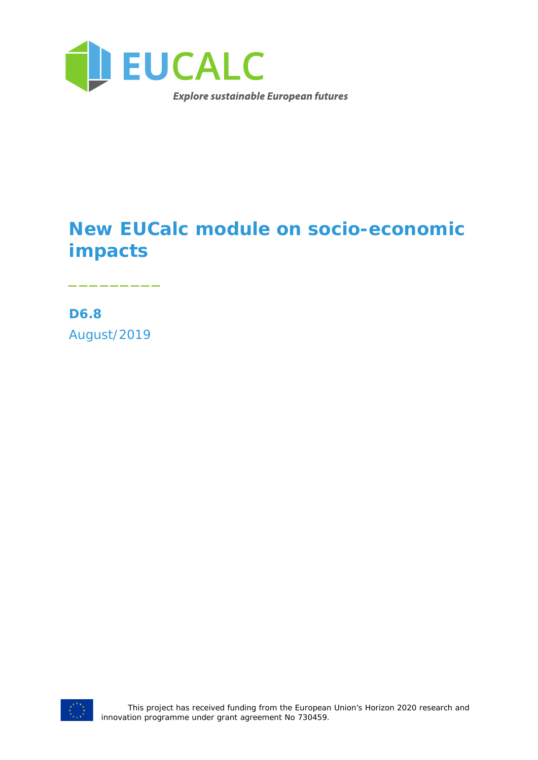EUCALC

*Explore sustainable European futures*

# New EUCalc module on socio-economic impacts

_________

**D6.8**

August/2019

This project has received funding from the European Union's Horizon 2020 research and innovation programme under grant agreement No 730459.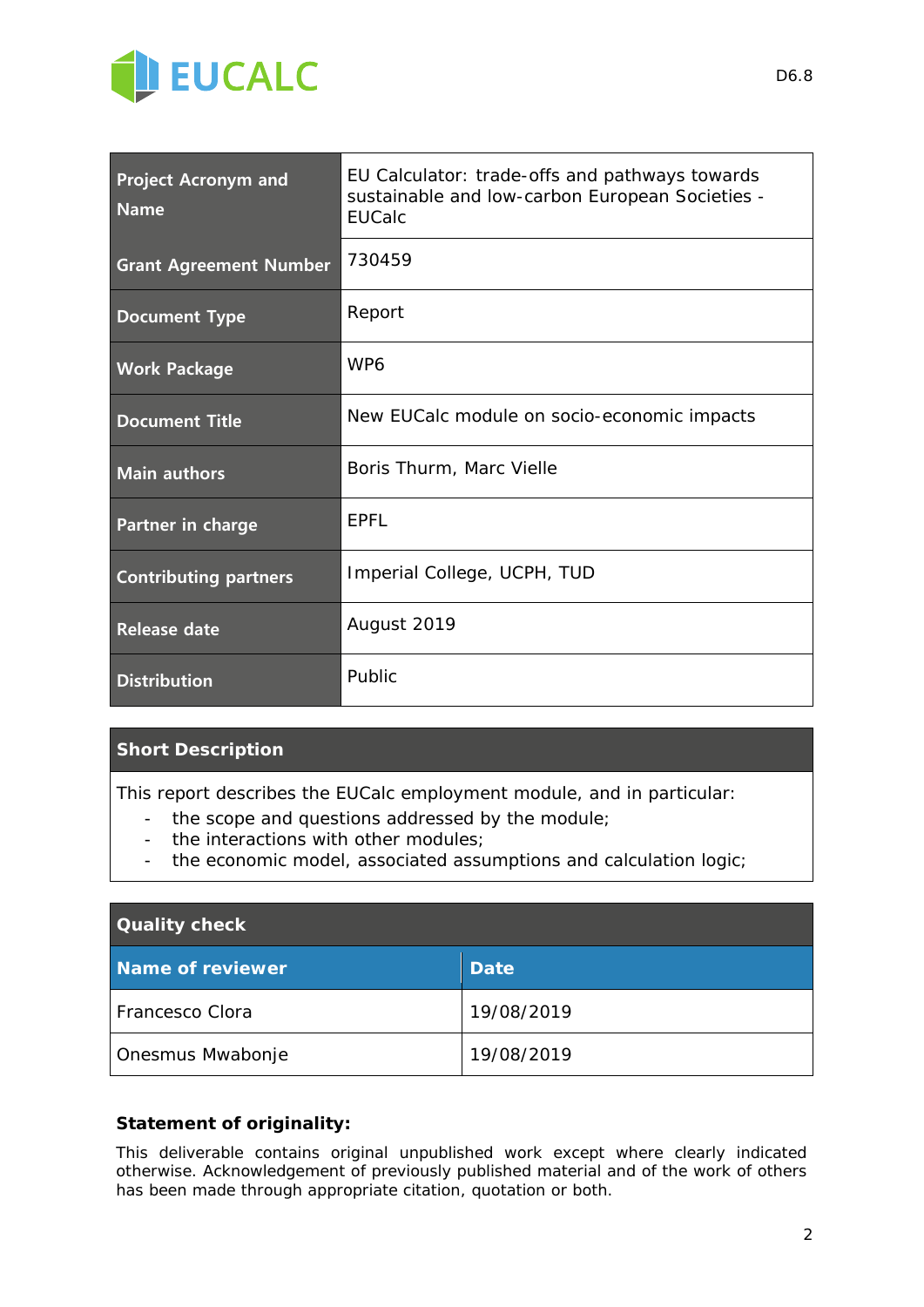| Project Acronym and Name | EU Calculator: trade-offs and pathways towards sustainable and low-carbon European Societies - EUCalc |
|---|---|
| Grant Agreement Number | 730459 |
| Document Type | Report |
| Work Package | WP6 |
| Document Title | New EUCalc module on socio-economic impacts |
| Main authors | Boris Thurm, Marc Vielle |
| Partner in charge | EPFL |
| Contributing partners | Imperial College, UCPH, TUD |
| Release date | August 2019 |
| Distribution | Public |

**Short Description**

This report describes the EUCalc employment module, and in particular:

- the scope and questions addressed by the module;
- the interactions with other modules;
- the economic model, associated assumptions and calculation logic;

| Quality check | |
|---|---|
| **Name of reviewer** | **Date** |
| Francesco Clora | 19/08/2019 |
| Onesmus Mwabonje | 19/08/2019 |

**Statement of originality:**

This deliverable contains original unpublished work except where clearly indicated otherwise. Acknowledgement of previously published material and of the work of others has been made through appropriate citation, quotation or both.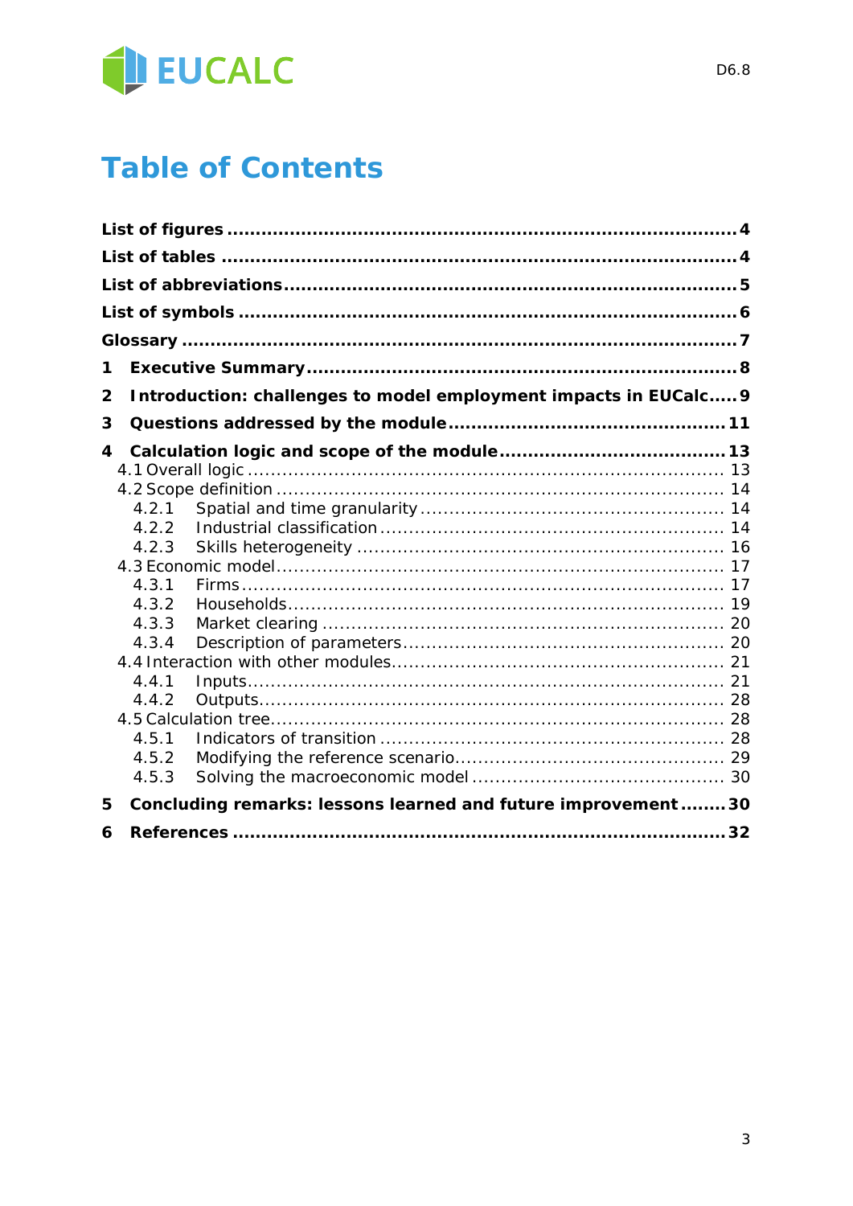# Table of Contents

**List of figures** .......... **4**

**List of tables** .......... **4**

**List of abbreviations** .......... **5**

**List of symbols** .......... **6**

**Glossary** .......... **7**

**1 Executive Summary** .......... **8**

**2 Introduction: challenges to model employment impacts in EUCalc** .......... **9**

**3 Questions addressed by the module** .......... **11**

**4 Calculation logic and scope of the module** .......... **13**

- 4.1 Overall logic .......... 13
- 4.2 Scope definition .......... 14
  - 4.2.1 Spatial and time granularity .......... 14
  - 4.2.2 Industrial classification .......... 14
  - 4.2.3 Skills heterogeneity .......... 16
- 4.3 Economic model .......... 17
  - 4.3.1 Firms .......... 17
  - 4.3.2 Households .......... 19
  - 4.3.3 Market clearing .......... 20
  - 4.3.4 Description of parameters .......... 20
- 4.4 Interaction with other modules .......... 21
  - 4.4.1 Inputs .......... 21
  - 4.4.2 Outputs .......... 28
- 4.5 Calculation tree .......... 28
  - 4.5.1 Indicators of transition .......... 28
  - 4.5.2 Modifying the reference scenario .......... 29
  - 4.5.3 Solving the macroeconomic model .......... 30

**5 Concluding remarks: lessons learned and future improvement** .......... **30**

**6 References** .......... **32**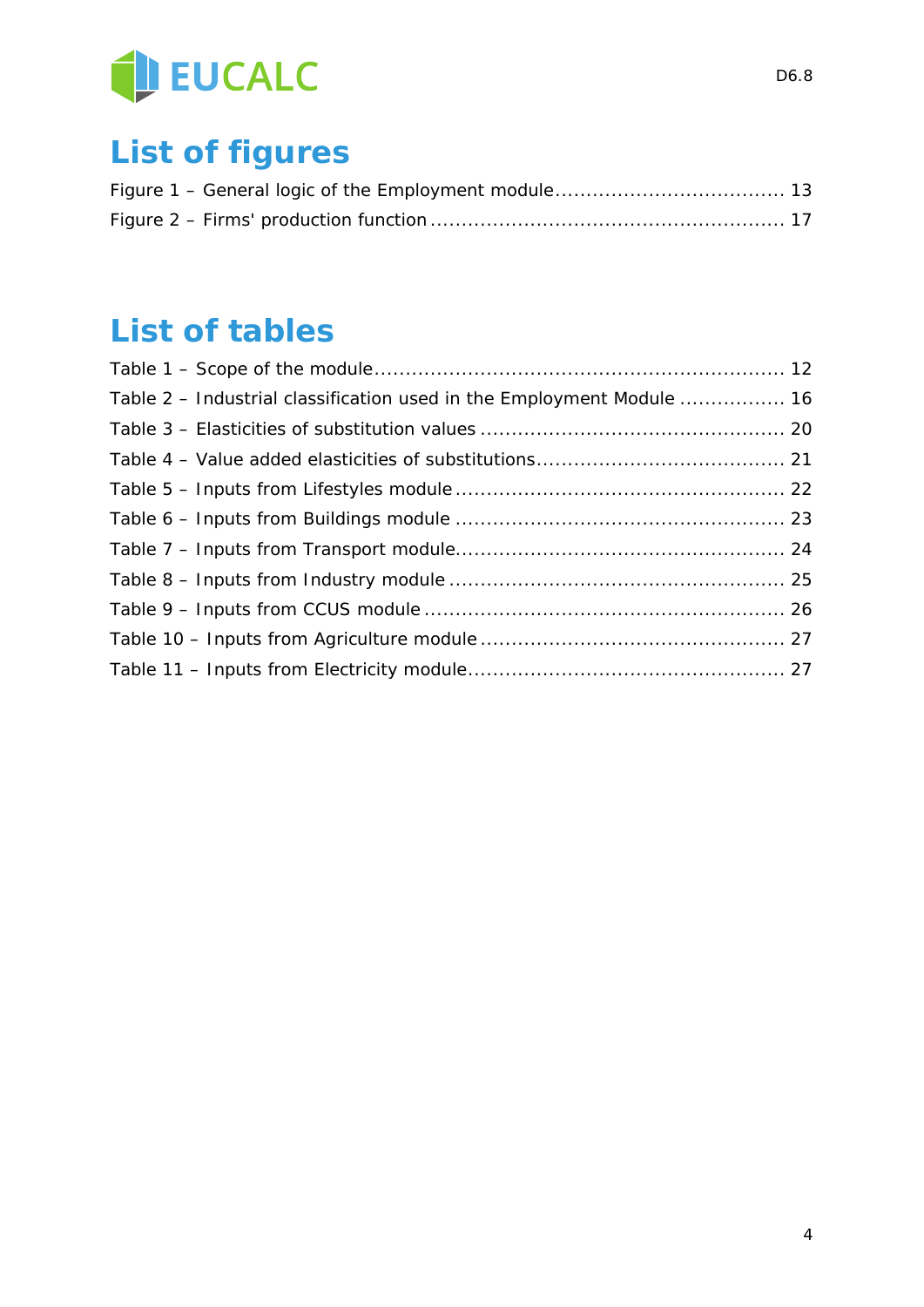# List of figures

Figure 1 – General logic of the Employment module .................................... 13

Figure 2 – Firms' production function ........................................................ 17

# List of tables

Table 1 – Scope of the module ................................................................. 12

Table 2 – Industrial classification used in the Employment Module ................. 16

Table 3 – Elasticities of substitution values ................................................ 20

Table 4 – Value added elasticities of substitutions ....................................... 21

Table 5 – Inputs from Lifestyles module .................................................... 22

Table 6 – Inputs from Buildings module .................................................... 23

Table 7 – Inputs from Transport module .................................................... 24

Table 8 – Inputs from Industry module ..................................................... 25

Table 9 – Inputs from CCUS module ......................................................... 26

Table 10 – Inputs from Agriculture module ................................................ 27

Table 11 – Inputs from Electricity module .................................................. 27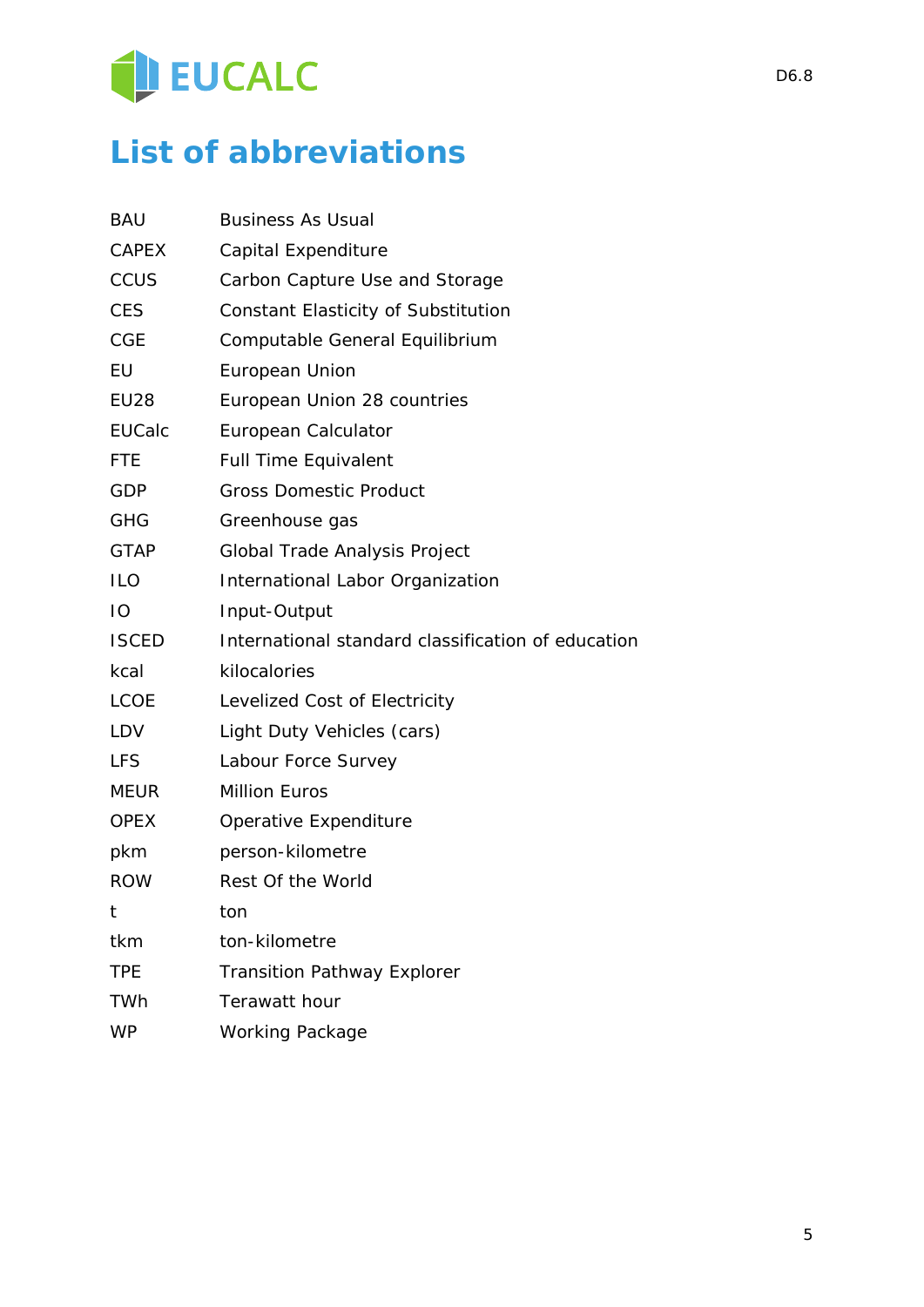# List of abbreviations

| | |
|---|---|
| BAU | Business As Usual |
| CAPEX | Capital Expenditure |
| CCUS | Carbon Capture Use and Storage |
| CES | Constant Elasticity of Substitution |
| CGE | Computable General Equilibrium |
| EU | European Union |
| EU28 | European Union 28 countries |
| EUCalc | European Calculator |
| FTE | Full Time Equivalent |
| GDP | Gross Domestic Product |
| GHG | Greenhouse gas |
| GTAP | Global Trade Analysis Project |
| ILO | International Labor Organization |
| IO | Input-Output |
| ISCED | International standard classification of education |
| kcal | kilocalories |
| LCOE | Levelized Cost of Electricity |
| LDV | Light Duty Vehicles (cars) |
| LFS | Labour Force Survey |
| MEUR | Million Euros |
| OPEX | Operative Expenditure |
| pkm | person-kilometre |
| ROW | Rest Of the World |
| t | ton |
| tkm | ton-kilometre |
| TPE | Transition Pathway Explorer |
| TWh | Terawatt hour |
| WP | Working Package |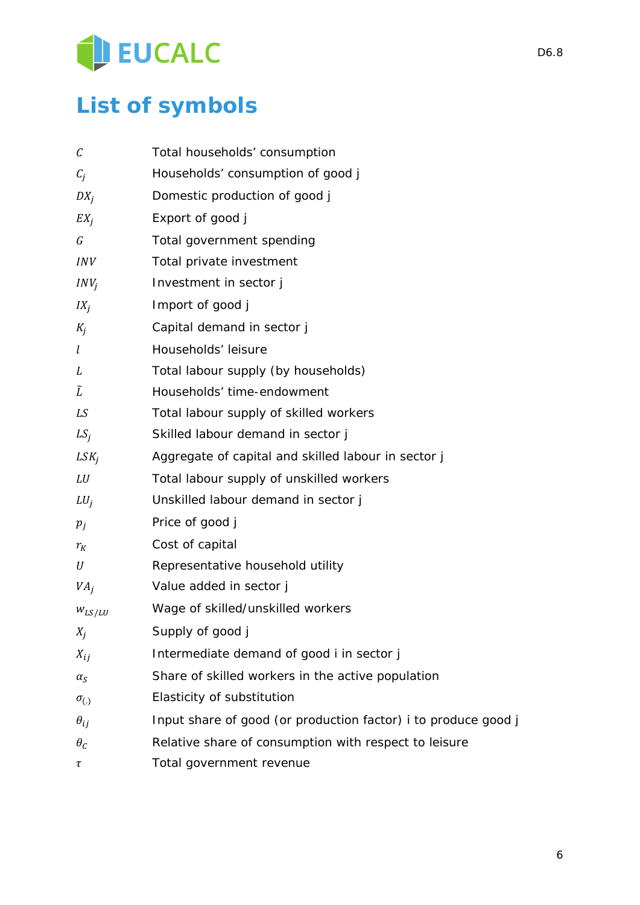# List of symbols

| | |
|---|---|
| $C$ | Total households' consumption |
| $C_j$ | Households' consumption of good j |
| $DX_j$ | Domestic production of good j |
| $EX_j$ | Export of good j |
| $G$ | Total government spending |
| $INV$ | Total private investment |
| $INV_j$ | Investment in sector j |
| $IX_j$ | Import of good j |
| $K_j$ | Capital demand in sector j |
| $l$ | Households' leisure |
| $L$ | Total labour supply (by households) |
| $\tilde{L}$ | Households' time-endowment |
| $LS$ | Total labour supply of skilled workers |
| $LS_j$ | Skilled labour demand in sector j |
| $LSK_j$ | Aggregate of capital and skilled labour in sector j |
| $LU$ | Total labour supply of unskilled workers |
| $LU_j$ | Unskilled labour demand in sector j |
| $p_j$ | Price of good j |
| $r_K$ | Cost of capital |
| $U$ | Representative household utility |
| $VA_j$ | Value added in sector j |
| $w_{LS/LU}$ | Wage of skilled/unskilled workers |
| $X_j$ | Supply of good j |
| $X_{ij}$ | Intermediate demand of good i in sector j |
| $\alpha_S$ | Share of skilled workers in the active population |
| $\sigma_{(.)}$ | Elasticity of substitution |
| $\theta_{ij}$ | Input share of good (or production factor) i to produce good j |
| $\theta_C$ | Relative share of consumption with respect to leisure |
| $\tau$ | Total government revenue |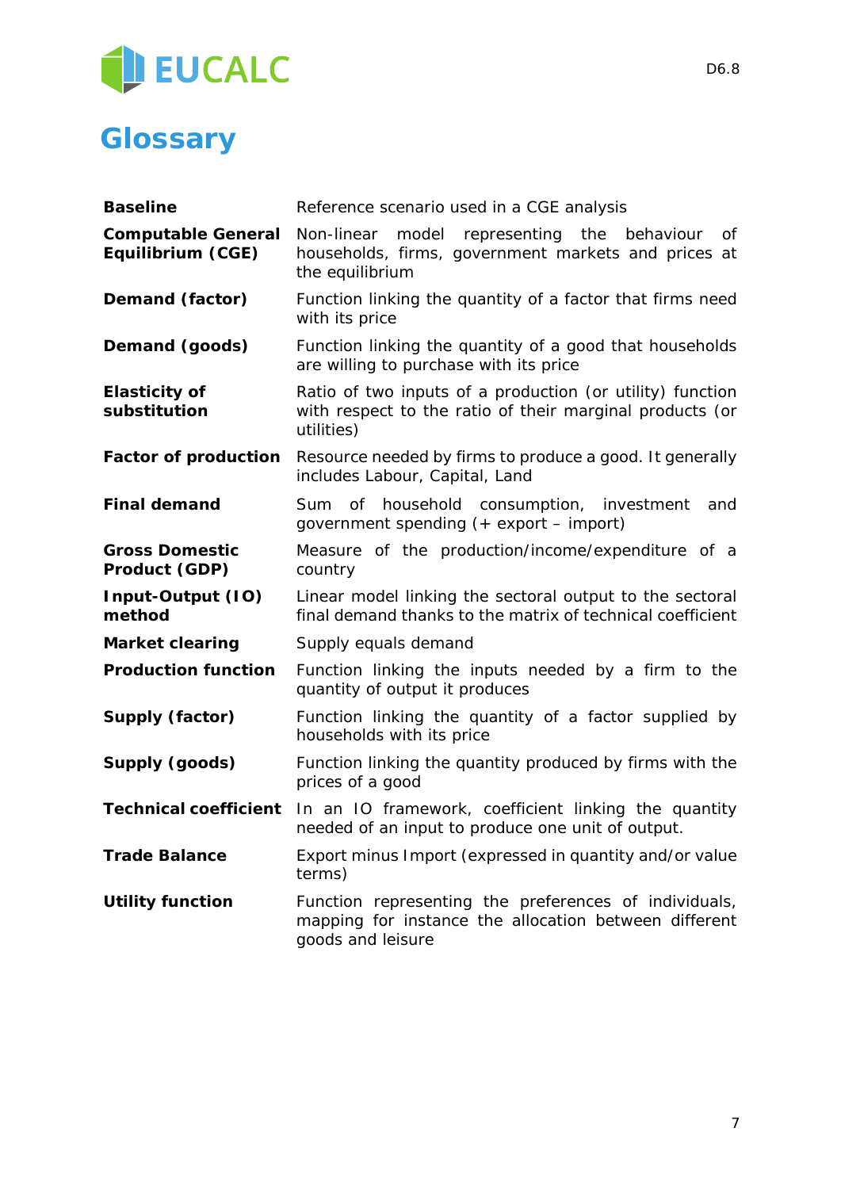# Glossary

| | |
|---|---|
| **Baseline** | Reference scenario used in a CGE analysis |
| **Computable General Equilibrium (CGE)** | Non-linear model representing the behaviour of households, firms, government markets and prices at the equilibrium |
| **Demand (factor)** | Function linking the quantity of a factor that firms need with its price |
| **Demand (goods)** | Function linking the quantity of a good that households are willing to purchase with its price |
| **Elasticity of substitution** | Ratio of two inputs of a production (or utility) function with respect to the ratio of their marginal products (or utilities) |
| **Factor of production** | Resource needed by firms to produce a good. It generally includes Labour, Capital, Land |
| **Final demand** | Sum of household consumption, investment and government spending (+ export – import) |
| **Gross Domestic Product (GDP)** | Measure of the production/income/expenditure of a country |
| **Input-Output (IO) method** | Linear model linking the sectoral output to the sectoral final demand thanks to the matrix of technical coefficient |
| **Market clearing** | Supply equals demand |
| **Production function** | Function linking the inputs needed by a firm to the quantity of output it produces |
| **Supply (factor)** | Function linking the quantity of a factor supplied by households with its price |
| **Supply (goods)** | Function linking the quantity produced by firms with the prices of a good |
| **Technical coefficient** | In an IO framework, coefficient linking the quantity needed of an input to produce one unit of output. |
| **Trade Balance** | Export minus Import (expressed in quantity and/or value terms) |
| **Utility function** | Function representing the preferences of individuals, mapping for instance the allocation between different goods and leisure |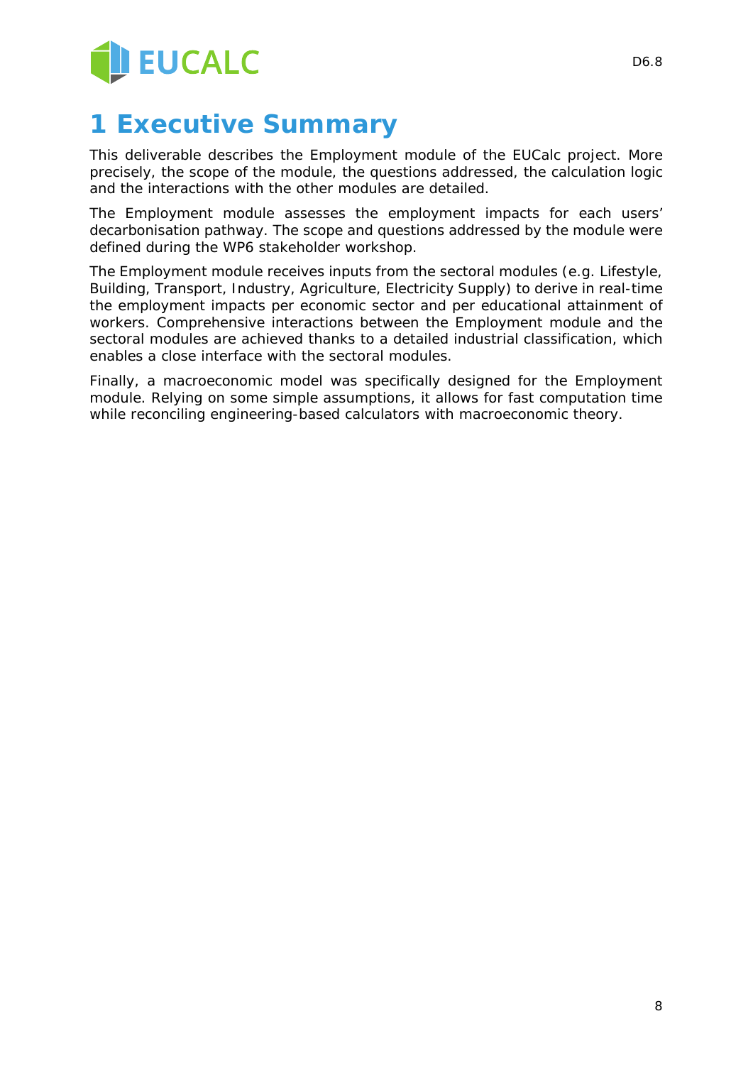# 1 Executive Summary

This deliverable describes the Employment module of the EUCalc project. More precisely, the scope of the module, the questions addressed, the calculation logic and the interactions with the other modules are detailed.

The Employment module assesses the employment impacts for each users' decarbonisation pathway. The scope and questions addressed by the module were defined during the WP6 stakeholder workshop.

The Employment module receives inputs from the sectoral modules (e.g. Lifestyle, Building, Transport, Industry, Agriculture, Electricity Supply) to derive in real-time the employment impacts per economic sector and per educational attainment of workers. Comprehensive interactions between the Employment module and the sectoral modules are achieved thanks to a detailed industrial classification, which enables a close interface with the sectoral modules.

Finally, a macroeconomic model was specifically designed for the Employment module. Relying on some simple assumptions, it allows for fast computation time while reconciling engineering-based calculators with macroeconomic theory.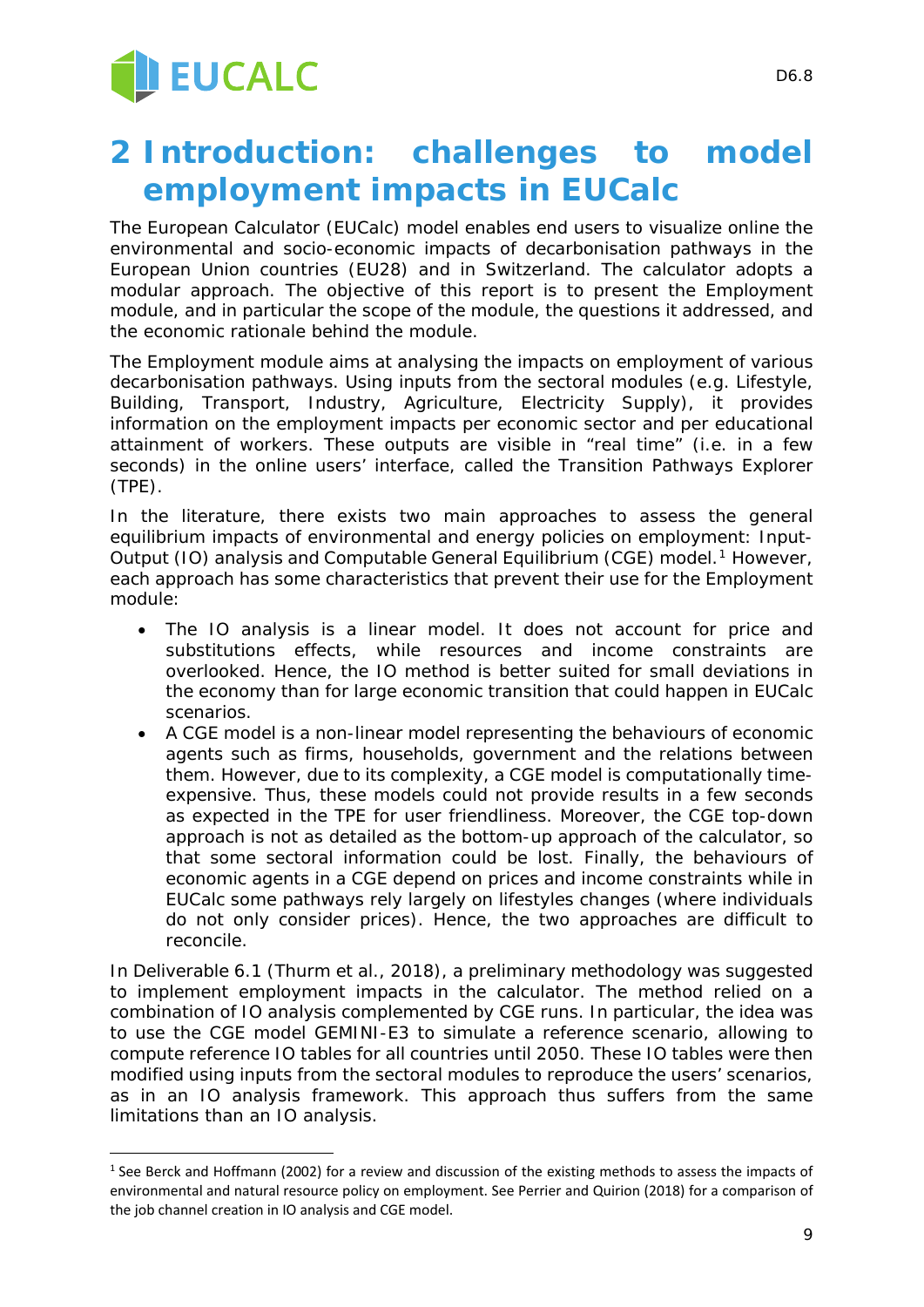# 2 Introduction: challenges to model employment impacts in EUCalc

The European Calculator (EUCalc) model enables end users to visualize online the environmental and socio-economic impacts of decarbonisation pathways in the European Union countries (EU28) and in Switzerland. The calculator adopts a modular approach. The objective of this report is to present the Employment module, and in particular the scope of the module, the questions it addressed, and the economic rationale behind the module.

The Employment module aims at analysing the impacts on employment of various decarbonisation pathways. Using inputs from the sectoral modules (e.g. Lifestyle, Building, Transport, Industry, Agriculture, Electricity Supply), it provides information on the employment impacts per economic sector and per educational attainment of workers. These outputs are visible in "real time" (i.e. in a few seconds) in the online users' interface, called the Transition Pathways Explorer (TPE).

In the literature, there exists two main approaches to assess the general equilibrium impacts of environmental and energy policies on employment: Input-Output (IO) analysis and Computable General Equilibrium (CGE) model.[1] However, each approach has some characteristics that prevent their use for the Employment module:

- The IO analysis is a linear model. It does not account for price and substitutions effects, while resources and income constraints are overlooked. Hence, the IO method is better suited for small deviations in the economy than for large economic transition that could happen in EUCalc scenarios.
- A CGE model is a non-linear model representing the behaviours of economic agents such as firms, households, government and the relations between them. However, due to its complexity, a CGE model is computationally time-expensive. Thus, these models could not provide results in a few seconds as expected in the TPE for user friendliness. Moreover, the CGE top-down approach is not as detailed as the bottom-up approach of the calculator, so that some sectoral information could be lost. Finally, the behaviours of economic agents in a CGE depend on prices and income constraints while in EUCalc some pathways rely largely on lifestyles changes (where individuals do not only consider prices). Hence, the two approaches are difficult to reconcile.

In Deliverable 6.1 (Thurm et al., 2018), a preliminary methodology was suggested to implement employment impacts in the calculator. The method relied on a combination of IO analysis complemented by CGE runs. In particular, the idea was to use the CGE model GEMINI-E3 to simulate a reference scenario, allowing to compute reference IO tables for all countries until 2050. These IO tables were then modified using inputs from the sectoral modules to reproduce the users' scenarios, as in an IO analysis framework. This approach thus suffers from the same limitations than an IO analysis.

[1] See Berck and Hoffmann (2002) for a review and discussion of the existing methods to assess the impacts of environmental and natural resource policy on employment. See Perrier and Quirion (2018) for a comparison of the job channel creation in IO analysis and CGE model.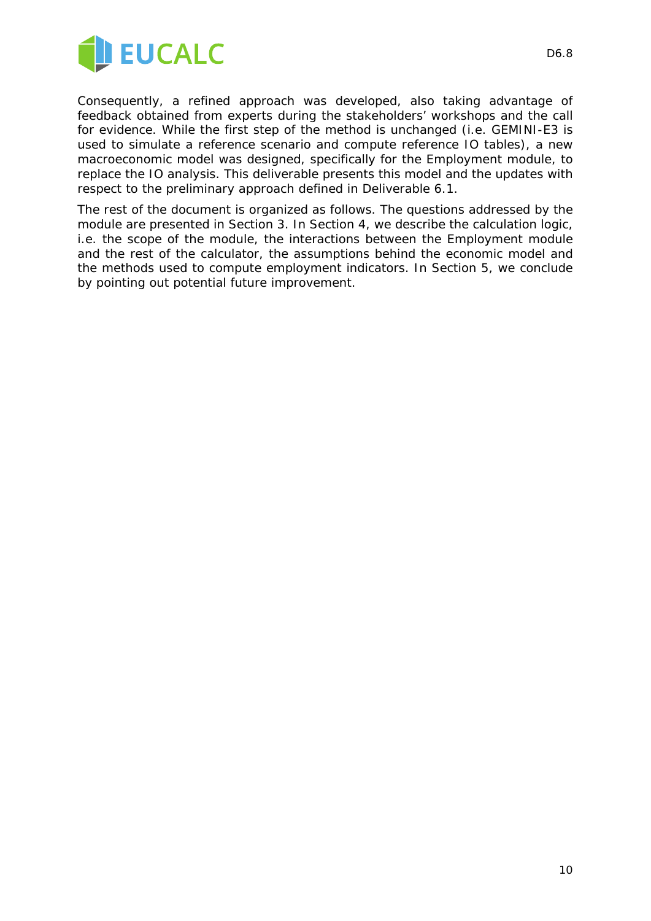Consequently, a refined approach was developed, also taking advantage of feedback obtained from experts during the stakeholders' workshops and the call for evidence. While the first step of the method is unchanged (i.e. GEMINI-E3 is used to simulate a reference scenario and compute reference IO tables), a new macroeconomic model was designed, specifically for the Employment module, to replace the IO analysis. This deliverable presents this model and the updates with respect to the preliminary approach defined in Deliverable 6.1.

The rest of the document is organized as follows. The questions addressed by the module are presented in Section 3. In Section 4, we describe the calculation logic, i.e. the scope of the module, the interactions between the Employment module and the rest of the calculator, the assumptions behind the economic model and the methods used to compute employment indicators. In Section 5, we conclude by pointing out potential future improvement.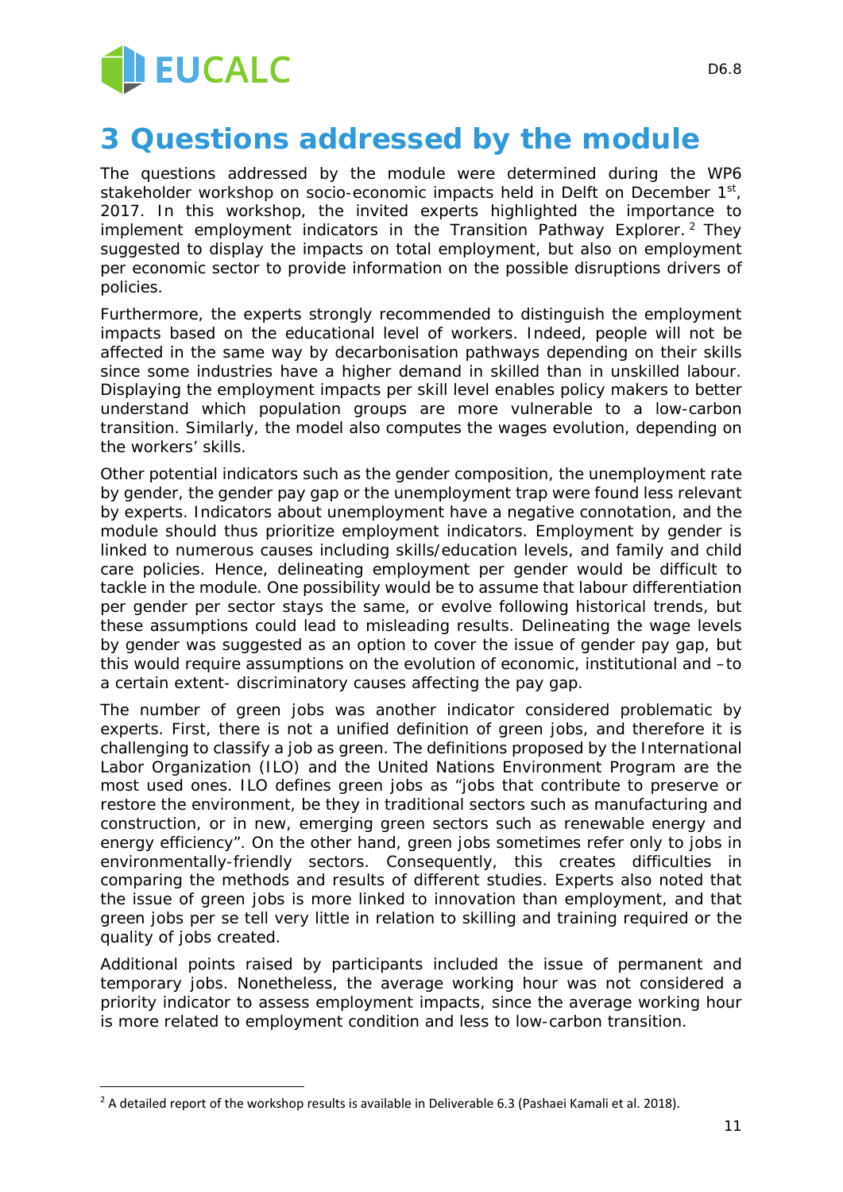# 3 Questions addressed by the module

The questions addressed by the module were determined during the WP6 stakeholder workshop on socio-economic impacts held in Delft on December 1st, 2017. In this workshop, the invited experts highlighted the importance to implement employment indicators in the Transition Pathway Explorer.[2] They suggested to display the impacts on total employment, but also on employment per economic sector to provide information on the possible disruptions drivers of policies.

Furthermore, the experts strongly recommended to distinguish the employment impacts based on the educational level of workers. Indeed, people will not be affected in the same way by decarbonisation pathways depending on their skills since some industries have a higher demand in skilled than in unskilled labour. Displaying the employment impacts per skill level enables policy makers to better understand which population groups are more vulnerable to a low-carbon transition. Similarly, the model also computes the wages evolution, depending on the workers' skills.

Other potential indicators such as the gender composition, the unemployment rate by gender, the gender pay gap or the unemployment trap were found less relevant by experts. Indicators about unemployment have a negative connotation, and the module should thus prioritize employment indicators. Employment by gender is linked to numerous causes including skills/education levels, and family and child care policies. Hence, delineating employment per gender would be difficult to tackle in the module. One possibility would be to assume that labour differentiation per gender per sector stays the same, or evolve following historical trends, but these assumptions could lead to misleading results. Delineating the wage levels by gender was suggested as an option to cover the issue of gender pay gap, but this would require assumptions on the evolution of economic, institutional and –to a certain extent- discriminatory causes affecting the pay gap.

The number of green jobs was another indicator considered problematic by experts. First, there is not a unified definition of green jobs, and therefore it is challenging to classify a job as green. The definitions proposed by the International Labor Organization (ILO) and the United Nations Environment Program are the most used ones. ILO defines green jobs as "jobs that contribute to preserve or restore the environment, be they in traditional sectors such as manufacturing and construction, or in new, emerging green sectors such as renewable energy and energy efficiency". On the other hand, green jobs sometimes refer only to jobs in environmentally-friendly sectors. Consequently, this creates difficulties in comparing the methods and results of different studies. Experts also noted that the issue of green jobs is more linked to innovation than employment, and that green jobs per se tell very little in relation to skilling and training required or the quality of jobs created.

Additional points raised by participants included the issue of permanent and temporary jobs. Nonetheless, the average working hour was not considered a priority indicator to assess employment impacts, since the average working hour is more related to employment condition and less to low-carbon transition.

[2] A detailed report of the workshop results is available in Deliverable 6.3 (Pashaei Kamali et al. 2018).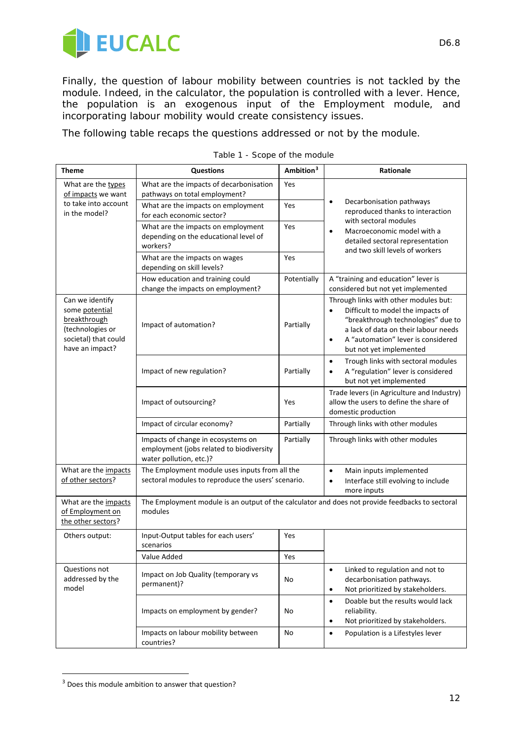Finally, the question of labour mobility between countries is not tackled by the module. Indeed, in the calculator, the population is controlled with a lever. Hence, the population is an exogenous input of the Employment module, and incorporating labour mobility would create consistency issues.

The following table recaps the questions addressed or not by the module.

Table 1 - Scope of the module

| Theme | Questions | Ambition[3] | Rationale |
|---|---|---|---|
| What are the types of impacts we want to take into account in the model? | What are the impacts of decarbonisation pathways on total employment? | Yes | • Decarbonisation pathways reproduced thanks to interaction with sectoral modules<br>• Macroeconomic model with a detailed sectoral representation and two skill levels of workers |
| | What are the impacts on employment for each economic sector? | Yes | |
| | What are the impacts on employment depending on the educational level of workers? | Yes | |
| | What are the impacts on wages depending on skill levels? | Yes | |
| | How education and training could change the impacts on employment? | Potentially | A "training and education" lever is considered but not yet implemented |
| Can we identify some potential breakthrough (technologies or societal) that could have an impact? | Impact of automation? | Partially | Through links with other modules but:<br>• Difficult to model the impacts of "breakthrough technologies" due to a lack of data on their labour needs<br>• A "automation" lever is considered but not yet implemented |
| | Impact of new regulation? | Partially | • Trough links with sectoral modules<br>• A "regulation" lever is considered but not yet implemented |
| | Impact of outsourcing? | Yes | Trade levers (in Agriculture and Industry) allow the users to define the share of domestic production |
| | Impact of circular economy? | Partially | Through links with other modules |
| | Impacts of change in ecosystems on employment (jobs related to biodiversity water pollution, etc.)? | Partially | Through links with other modules |
| What are the impacts of other sectors? | The Employment module uses inputs from all the sectoral modules to reproduce the users' scenario. | | • Main inputs implemented<br>• Interface still evolving to include more inputs |
| What are the impacts of Employment on the other sectors? | The Employment module is an output of the calculator and does not provide feedbacks to sectoral modules | | |
| Others output: | Input-Output tables for each users' scenarios | Yes | |
| | Value Added | Yes | |
| Questions not addressed by the model | Impact on Job Quality (temporary vs permanent)? | No | • Linked to regulation and not to decarbonisation pathways.<br>• Not prioritized by stakeholders. |
| | Impacts on employment by gender? | No | • Doable but the results would lack reliability.<br>• Not prioritized by stakeholders. |
| | Impacts on labour mobility between countries? | No | • Population is a Lifestyles lever |

[3] Does this module ambition to answer that question?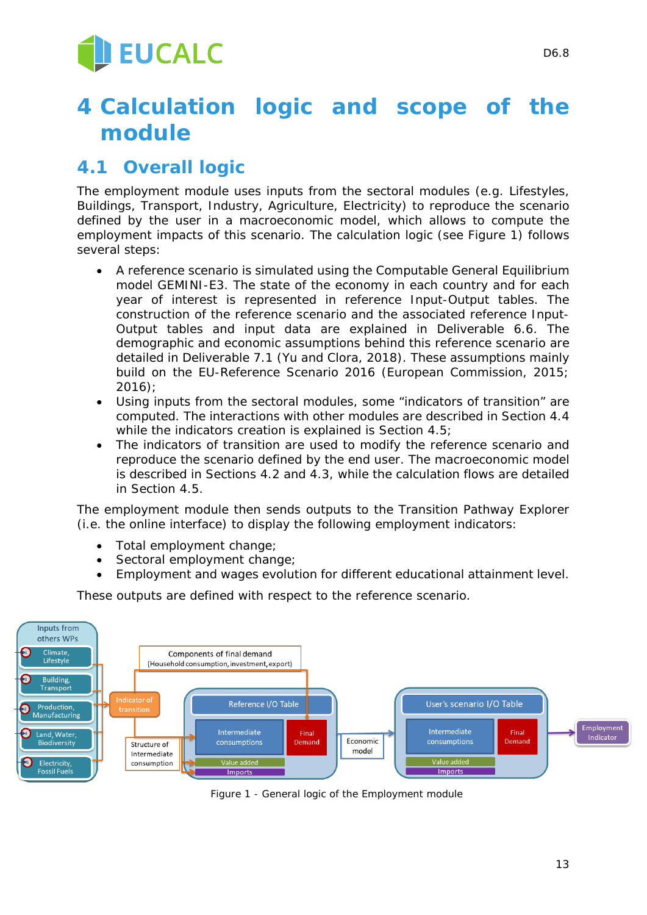# 4 Calculation logic and scope of the module

## 4.1 Overall logic

The employment module uses inputs from the sectoral modules (e.g. Lifestyles, Buildings, Transport, Industry, Agriculture, Electricity) to reproduce the scenario defined by the user in a macroeconomic model, which allows to compute the employment impacts of this scenario. The calculation logic (see Figure 1) follows several steps:

- A reference scenario is simulated using the Computable General Equilibrium model GEMINI-E3. The state of the economy in each country and for each year of interest is represented in reference Input-Output tables. The construction of the reference scenario and the associated reference Input-Output tables and input data are explained in Deliverable 6.6. The demographic and economic assumptions behind this reference scenario are detailed in Deliverable 7.1 (Yu and Clora, 2018). These assumptions mainly build on the EU-Reference Scenario 2016 (European Commission, 2015; 2016);
- Using inputs from the sectoral modules, some “indicators of transition” are computed. The interactions with other modules are described in Section 4.4 while the indicators creation is explained is Section 4.5;
- The indicators of transition are used to modify the reference scenario and reproduce the scenario defined by the end user. The macroeconomic model is described in Sections 4.2 and 4.3, while the calculation flows are detailed in Section 4.5.

The employment module then sends outputs to the Transition Pathway Explorer (i.e. the online interface) to display the following employment indicators:

- Total employment change;
- Sectoral employment change;
- Employment and wages evolution for different educational attainment level.

These outputs are defined with respect to the reference scenario.

Figure 1 - General logic of the Employment module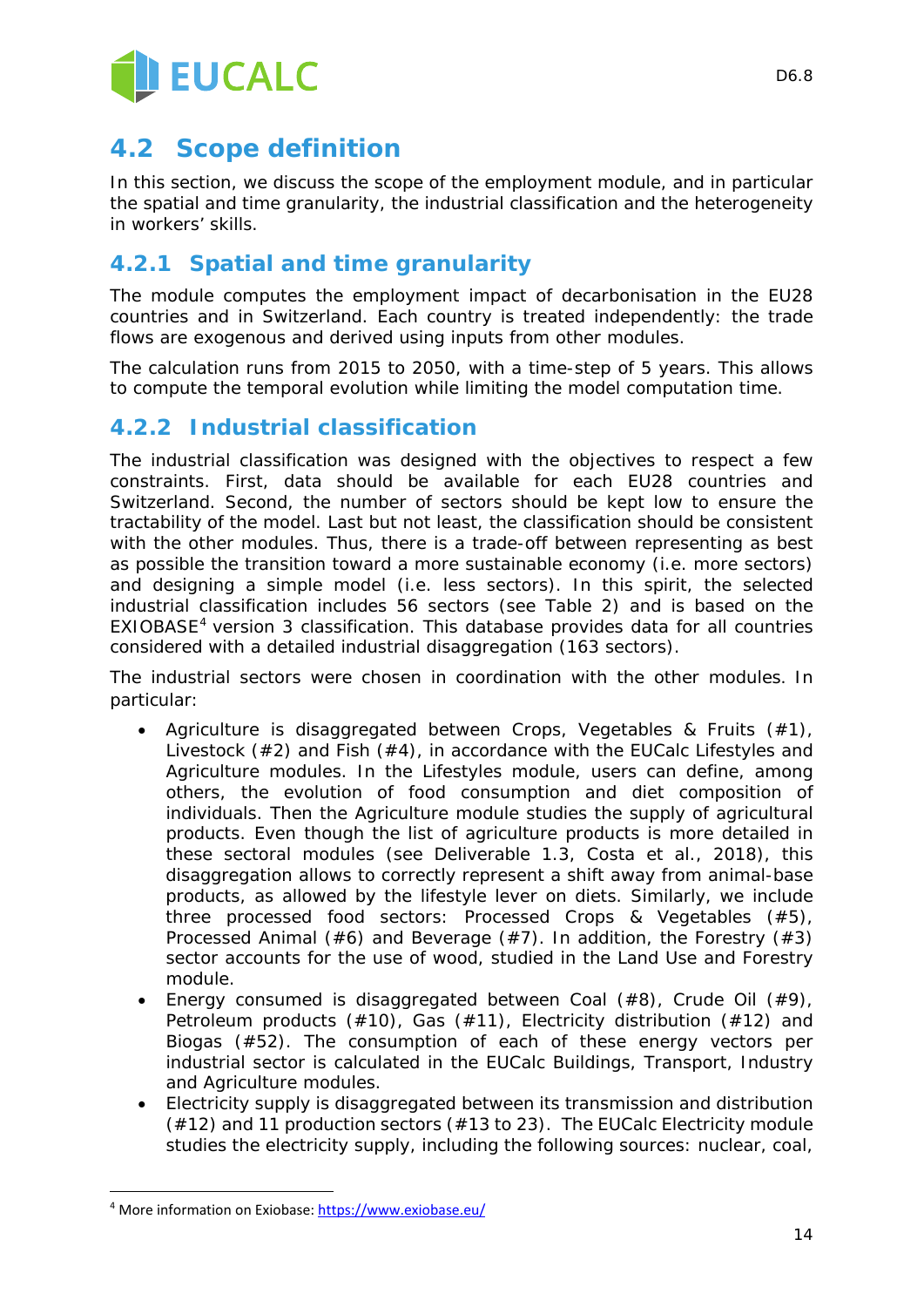## 4.2 Scope definition

In this section, we discuss the scope of the employment module, and in particular the spatial and time granularity, the industrial classification and the heterogeneity in workers' skills.

### 4.2.1 Spatial and time granularity

The module computes the employment impact of decarbonisation in the EU28 countries and in Switzerland. Each country is treated independently: the trade flows are exogenous and derived using inputs from other modules.

The calculation runs from 2015 to 2050, with a time-step of 5 years. This allows to compute the temporal evolution while limiting the model computation time.

### 4.2.2 Industrial classification

The industrial classification was designed with the objectives to respect a few constraints. First, data should be available for each EU28 countries and Switzerland. Second, the number of sectors should be kept low to ensure the tractability of the model. Last but not least, the classification should be consistent with the other modules. Thus, there is a trade-off between representing as best as possible the transition toward a more sustainable economy (i.e. more sectors) and designing a simple model (i.e. less sectors). In this spirit, the selected industrial classification includes 56 sectors (see Table 2) and is based on the EXIOBASE[4] version 3 classification. This database provides data for all countries considered with a detailed industrial disaggregation (163 sectors).

The industrial sectors were chosen in coordination with the other modules. In particular:

- Agriculture is disaggregated between Crops, Vegetables & Fruits (#1), Livestock (#2) and Fish (#4), in accordance with the EUCalc Lifestyles and Agriculture modules. In the Lifestyles module, users can define, among others, the evolution of food consumption and diet composition of individuals. Then the Agriculture module studies the supply of agricultural products. Even though the list of agriculture products is more detailed in these sectoral modules (see Deliverable 1.3, Costa et al., 2018), this disaggregation allows to correctly represent a shift away from animal-base products, as allowed by the lifestyle lever on diets. Similarly, we include three processed food sectors: Processed Crops & Vegetables (#5), Processed Animal (#6) and Beverage (#7). In addition, the Forestry (#3) sector accounts for the use of wood, studied in the Land Use and Forestry module.
- Energy consumed is disaggregated between Coal (#8), Crude Oil (#9), Petroleum products (#10), Gas (#11), Electricity distribution (#12) and Biogas (#52). The consumption of each of these energy vectors per industrial sector is calculated in the EUCalc Buildings, Transport, Industry and Agriculture modules.
- Electricity supply is disaggregated between its transmission and distribution (#12) and 11 production sectors (#13 to 23). The EUCalc Electricity module studies the electricity supply, including the following sources: nuclear, coal,

[4] More information on Exiobase: https://www.exiobase.eu/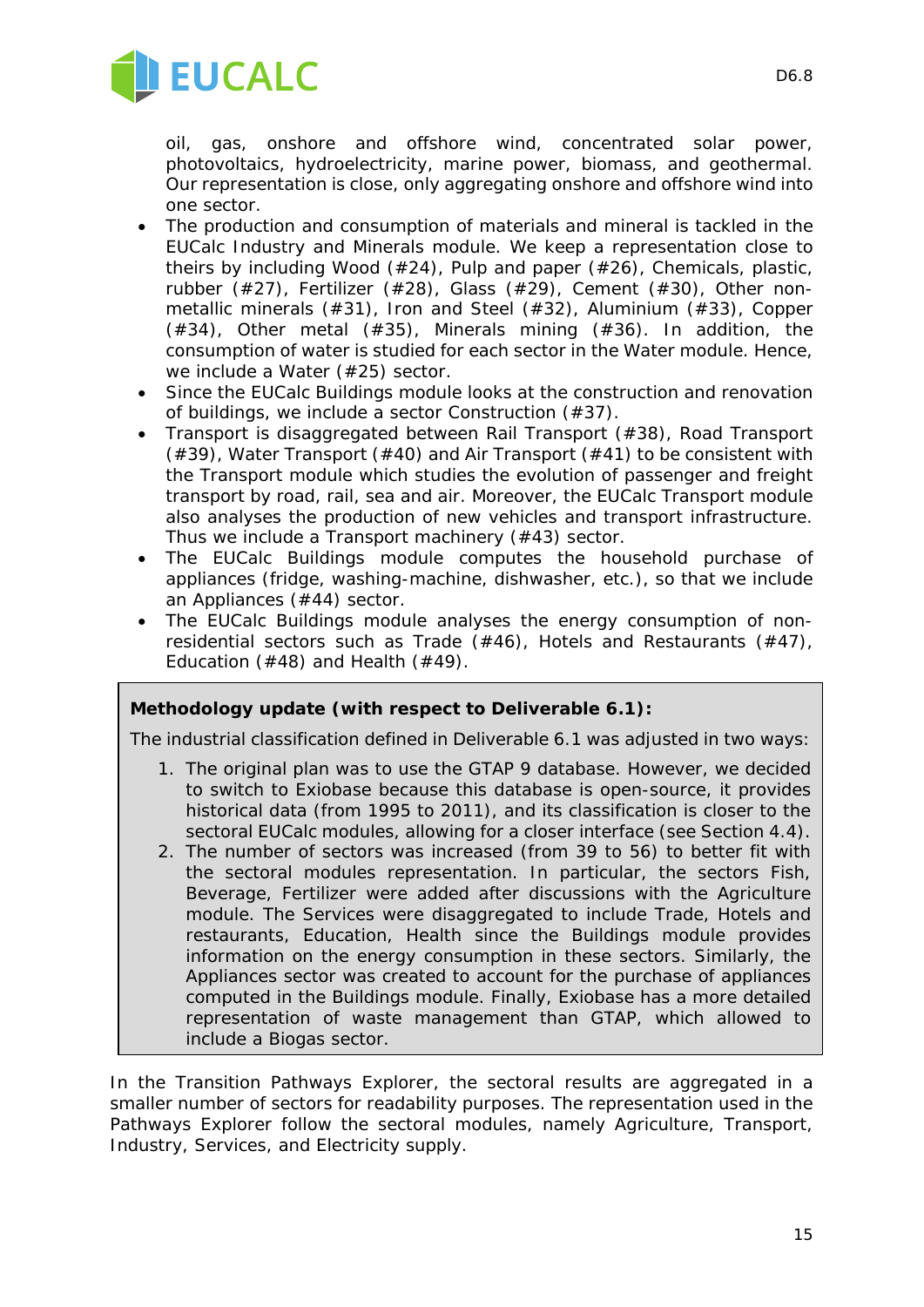oil, gas, onshore and offshore wind, concentrated solar power, photovoltaics, hydroelectricity, marine power, biomass, and geothermal. Our representation is close, only aggregating onshore and offshore wind into one sector.

- The production and consumption of materials and mineral is tackled in the EUCalc Industry and Minerals module. We keep a representation close to theirs by including Wood (#24), Pulp and paper (#26), Chemicals, plastic, rubber (#27), Fertilizer (#28), Glass (#29), Cement (#30), Other non-metallic minerals (#31), Iron and Steel (#32), Aluminium (#33), Copper (#34), Other metal (#35), Minerals mining (#36). In addition, the consumption of water is studied for each sector in the Water module. Hence, we include a Water (#25) sector.
- Since the EUCalc Buildings module looks at the construction and renovation of buildings, we include a sector Construction (#37).
- Transport is disaggregated between Rail Transport (#38), Road Transport (#39), Water Transport (#40) and Air Transport (#41) to be consistent with the Transport module which studies the evolution of passenger and freight transport by road, rail, sea and air. Moreover, the EUCalc Transport module also analyses the production of new vehicles and transport infrastructure. Thus we include a Transport machinery (#43) sector.
- The EUCalc Buildings module computes the household purchase of appliances (fridge, washing-machine, dishwasher, etc.), so that we include an Appliances (#44) sector.
- The EUCalc Buildings module analyses the energy consumption of non-residential sectors such as Trade (#46), Hotels and Restaurants (#47), Education (#48) and Health (#49).

**Methodology update (with respect to Deliverable 6.1):**

The industrial classification defined in Deliverable 6.1 was adjusted in two ways:

1. The original plan was to use the GTAP 9 database. However, we decided to switch to Exiobase because this database is open-source, it provides historical data (from 1995 to 2011), and its classification is closer to the sectoral EUCalc modules, allowing for a closer interface (see Section 4.4).
2. The number of sectors was increased (from 39 to 56) to better fit with the sectoral modules representation. In particular, the sectors Fish, Beverage, Fertilizer were added after discussions with the Agriculture module. The Services were disaggregated to include Trade, Hotels and restaurants, Education, Health since the Buildings module provides information on the energy consumption in these sectors. Similarly, the Appliances sector was created to account for the purchase of appliances computed in the Buildings module. Finally, Exiobase has a more detailed representation of waste management than GTAP, which allowed to include a Biogas sector.

In the Transition Pathways Explorer, the sectoral results are aggregated in a smaller number of sectors for readability purposes. The representation used in the Pathways Explorer follow the sectoral modules, namely Agriculture, Transport, Industry, Services, and Electricity supply.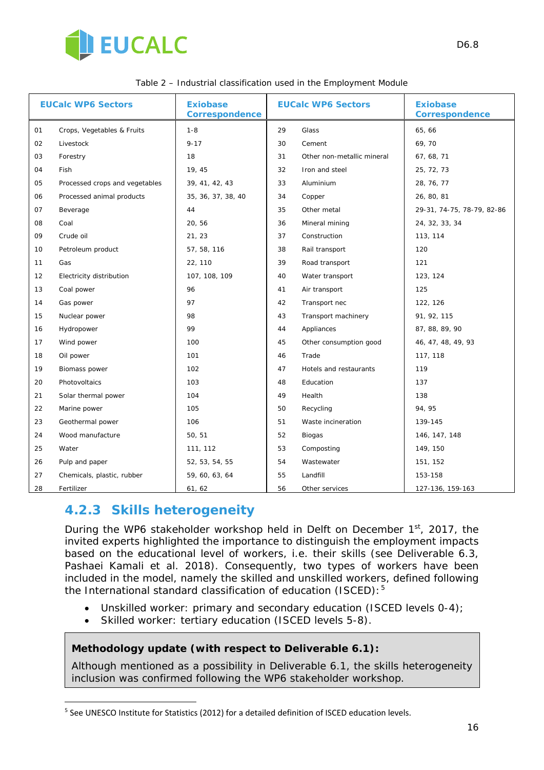Table 2 – Industrial classification used in the Employment Module

| EUCalc WP6 Sectors | | Exiobase Correspondence | EUCalc WP6 Sectors | | Exiobase Correspondence |
|---|---|---|---|---|---|
| 01 | Crops, Vegetables & Fruits | 1-8 | 29 | Glass | 65, 66 |
| 02 | Livestock | 9-17 | 30 | Cement | 69, 70 |
| 03 | Forestry | 18 | 31 | Other non-metallic mineral | 67, 68, 71 |
| 04 | Fish | 19, 45 | 32 | Iron and steel | 25, 72, 73 |
| 05 | Processed crops and vegetables | 39, 41, 42, 43 | 33 | Aluminium | 28, 76, 77 |
| 06 | Processed animal products | 35, 36, 37, 38, 40 | 34 | Copper | 26, 80, 81 |
| 07 | Beverage | 44 | 35 | Other metal | 29-31, 74-75, 78-79, 82-86 |
| 08 | Coal | 20, 56 | 36 | Mineral mining | 24, 32, 33, 34 |
| 09 | Crude oil | 21, 23 | 37 | Construction | 113, 114 |
| 10 | Petroleum product | 57, 58, 116 | 38 | Rail transport | 120 |
| 11 | Gas | 22, 110 | 39 | Road transport | 121 |
| 12 | Electricity distribution | 107, 108, 109 | 40 | Water transport | 123, 124 |
| 13 | Coal power | 96 | 41 | Air transport | 125 |
| 14 | Gas power | 97 | 42 | Transport nec | 122, 126 |
| 15 | Nuclear power | 98 | 43 | Transport machinery | 91, 92, 115 |
| 16 | Hydropower | 99 | 44 | Appliances | 87, 88, 89, 90 |
| 17 | Wind power | 100 | 45 | Other consumption good | 46, 47, 48, 49, 93 |
| 18 | Oil power | 101 | 46 | Trade | 117, 118 |
| 19 | Biomass power | 102 | 47 | Hotels and restaurants | 119 |
| 20 | Photovoltaics | 103 | 48 | Education | 137 |
| 21 | Solar thermal power | 104 | 49 | Health | 138 |
| 22 | Marine power | 105 | 50 | Recycling | 94, 95 |
| 23 | Geothermal power | 106 | 51 | Waste incineration | 139-145 |
| 24 | Wood manufacture | 50, 51 | 52 | Biogas | 146, 147, 148 |
| 25 | Water | 111, 112 | 53 | Composting | 149, 150 |
| 26 | Pulp and paper | 52, 53, 54, 55 | 54 | Wastewater | 151, 152 |
| 27 | Chemicals, plastic, rubber | 59, 60, 63, 64 | 55 | Landfill | 153-158 |
| 28 | Fertilizer | 61, 62 | 56 | Other services | 127-136, 159-163 |

## 4.2.3 Skills heterogeneity

During the WP6 stakeholder workshop held in Delft on December 1st, 2017, the invited experts highlighted the importance to distinguish the employment impacts based on the educational level of workers, i.e. their skills (see Deliverable 6.3, Pashaei Kamali et al. 2018). Consequently, two types of workers have been included in the model, namely the skilled and unskilled workers, defined following the International standard classification of education (ISCED):[5]

- Unskilled worker: primary and secondary education (ISCED levels 0-4);
- Skilled worker: tertiary education (ISCED levels 5-8).

**Methodology update (with respect to Deliverable 6.1):**

Although mentioned as a possibility in Deliverable 6.1, the skills heterogeneity inclusion was confirmed following the WP6 stakeholder workshop.

[5] See UNESCO Institute for Statistics (2012) for a detailed definition of ISCED education levels.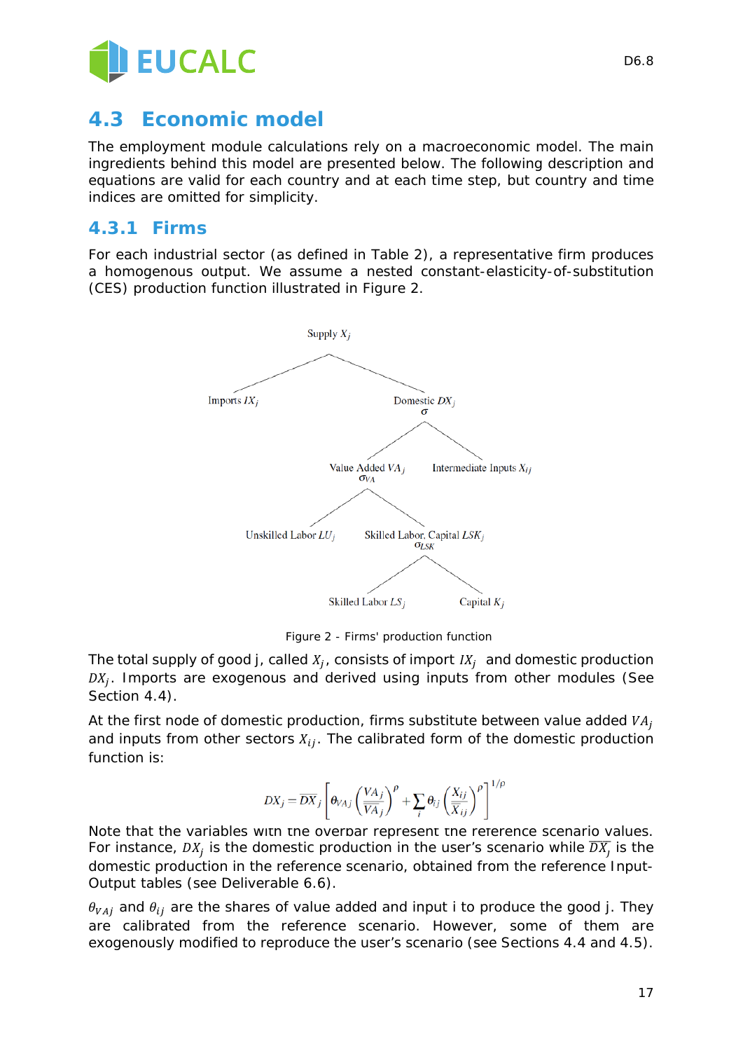## 4.3 Economic model

The employment module calculations rely on a macroeconomic model. The main ingredients behind this model are presented below. The following description and equations are valid for each country and at each time step, but country and time indices are omitted for simplicity.

### 4.3.1 Firms

For each industrial sector (as defined in Table 2), a representative firm produces a homogenous output. We assume a nested constant-elasticity-of-substitution (CES) production function illustrated in Figure 2.

Supply $X_j$

Imports $IX_j$ | Domestic $DX_j$ ($\sigma$)

Value Added $VA_j$ ($\sigma_{VA}$) | Intermediate Inputs $X_{ij}$

Unskilled Labor $LU_j$ | Skilled Labor, Capital $LSK_j$ ($\sigma_{LSK}$)

Skilled Labor $LS_j$ | Capital $K_j$

Figure 2 - Firms' production function

The total supply of good j, called $X_j$, consists of import $IX_j$ and domestic production $DX_j$. Imports are exogenous and derived using inputs from other modules (See Section 4.4).

At the first node of domestic production, firms substitute between value added $VA_j$ and inputs from other sectors $X_{ij}$. The calibrated form of the domestic production function is:

$$DX_j = \overline{DX}_j \left[ \theta_{VAj} \left( \frac{VA_j}{\overline{VA}_j} \right)^{\rho} + \sum_i \theta_{ij} \left( \frac{X_{ij}}{\overline{X}_{ij}} \right)^{\rho} \right]^{1/\rho}$$

Note that the variables with the overbar represent the reference scenario values. For instance, $DX_j$ is the domestic production in the user's scenario while $\overline{DX_j}$ is the domestic production in the reference scenario, obtained from the reference Input-Output tables (see Deliverable 6.6).

$\theta_{VAj}$ and $\theta_{ij}$ are the shares of value added and input i to produce the good j. They are calibrated from the reference scenario. However, some of them are exogenously modified to reproduce the user's scenario (see Sections 4.4 and 4.5).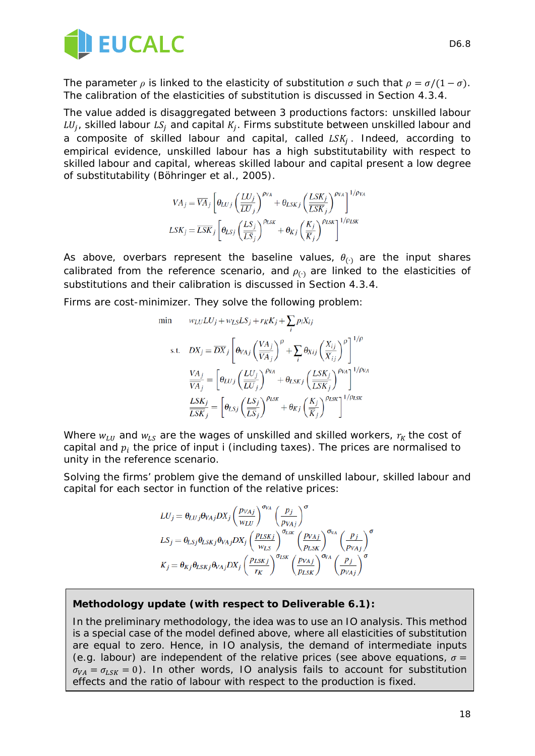The parameter $\rho$ is linked to the elasticity of substitution $\sigma$ such that $\rho = \sigma/(1-\sigma)$. The calibration of the elasticities of substitution is discussed in Section 4.3.4.

The value added is disaggregated between 3 productions factors: unskilled labour $LU_j$, skilled labour $LS_j$ and capital $K_j$. Firms substitute between unskilled labour and a composite of skilled labour and capital, called $LSK_j$. Indeed, according to empirical evidence, unskilled labour has a high substitutability with respect to skilled labour and capital, whereas skilled labour and capital present a low degree of substitutability (Böhringer et al., 2005).

$$VA_j = \overline{VA}_j \left[ \theta_{LUj} \left( \frac{LU_j}{\overline{LU}_j} \right)^{\rho_{VA}} + \theta_{LSKj} \left( \frac{LSK_j}{\overline{LSK}_j} \right)^{\rho_{VA}} \right]^{1/\rho_{VA}}$$

$$LSK_j = \overline{LSK}_j \left[ \theta_{LSj} \left( \frac{LS_j}{\overline{LS}_j} \right)^{\rho_{LSK}} + \theta_{Kj} \left( \frac{K_j}{\overline{K}_j} \right)^{\rho_{LSK}} \right]^{1/\rho_{LSK}}$$

As above, overbars represent the baseline values, $\theta_{(\cdot)}$ are the input shares calibrated from the reference scenario, and $\rho_{(\cdot)}$ are linked to the elasticities of substitutions and their calibration is discussed in Section 4.3.4.

Firms are cost-minimizer. They solve the following problem:

$$\min \quad w_{LU} LU_j + w_{LS} LS_j + r_K K_j + \sum_i p_i X_{ij}$$

$$\text{s.t.} \quad DX_j = \overline{DX}_j \left[ \theta_{VAj} \left( \frac{VA_j}{\overline{VA}_j} \right)^{\rho} + \sum_i \theta_{Xij} \left( \frac{X_{ij}}{\overline{X}_{ij}} \right)^{\rho} \right]^{1/\rho}$$

$$\frac{VA_j}{\overline{VA}_j} = \left[ \theta_{LUj} \left( \frac{LU_j}{\overline{LU}_j} \right)^{\rho_{VA}} + \theta_{LSKj} \left( \frac{LSK_j}{\overline{LSK}_j} \right)^{\rho_{VA}} \right]^{1/\rho_{VA}}$$

$$\frac{LSK_j}{\overline{LSK}_j} = \left[ \theta_{LSj} \left( \frac{LS_j}{\overline{LS}_j} \right)^{\rho_{LSK}} + \theta_{Kj} \left( \frac{K_j}{\overline{K}_j} \right)^{\rho_{LSK}} \right]^{1/\rho_{LSK}}$$

Where $w_{LU}$ and $w_{LS}$ are the wages of unskilled and skilled workers, $r_K$ the cost of capital and $p_i$ the price of input i (including taxes). The prices are normalised to unity in the reference scenario.

Solving the firms' problem give the demand of unskilled labour, skilled labour and capital for each sector in function of the relative prices:

$$LU_j = \theta_{LUj} \theta_{VAj} DX_j \left( \frac{p_{VAj}}{w_{LU}} \right)^{\sigma_{VA}} \left( \frac{p_j}{p_{VAj}} \right)^{\sigma}$$

$$LS_j = \theta_{LSj} \theta_{LSKj} \theta_{VAj} DX_j \left( \frac{p_{LSKj}}{w_{LS}} \right)^{\sigma_{LSK}} \left( \frac{p_{VAj}}{p_{LSK}} \right)^{\sigma_{VA}} \left( \frac{p_j}{p_{VAj}} \right)^{\sigma}$$

$$K_j = \theta_{Kj} \theta_{LSKj} \theta_{VAj} DX_j \left( \frac{p_{LSKj}}{r_K} \right)^{\sigma_{LSK}} \left( \frac{p_{VAj}}{p_{LSK}} \right)^{\sigma_{VA}} \left( \frac{p_j}{p_{VAj}} \right)^{\sigma}$$

> **Methodology update (with respect to Deliverable 6.1):**
>
> In the preliminary methodology, the idea was to use an IO analysis. This method is a special case of the model defined above, where all elasticities of substitution are equal to zero. Hence, in IO analysis, the demand of intermediate inputs (e.g. labour) are independent of the relative prices (see above equations, $\sigma = \sigma_{VA} = \sigma_{LSK} = 0$). In other words, IO analysis fails to account for substitution effects and the ratio of labour with respect to the production is fixed.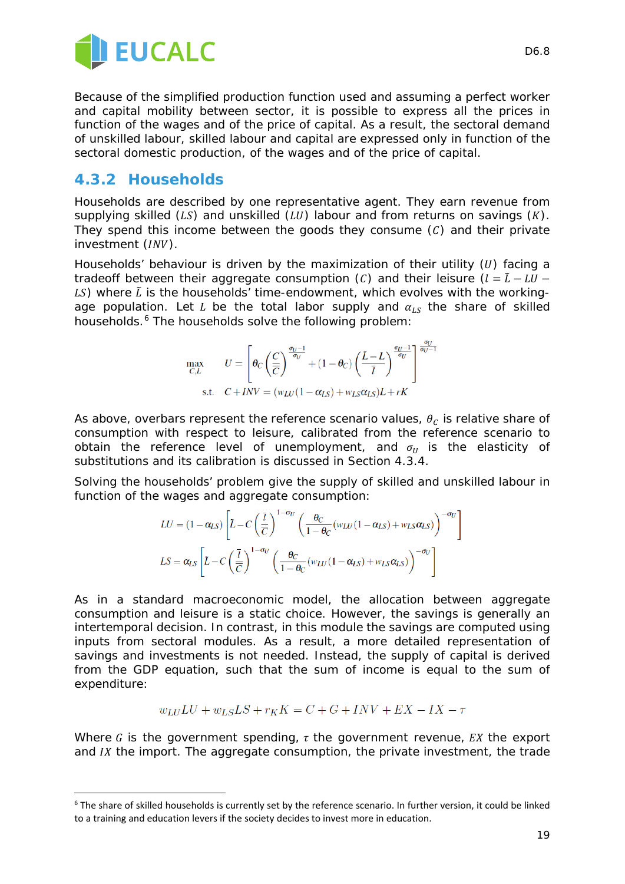Because of the simplified production function used and assuming a perfect worker and capital mobility between sector, it is possible to express all the prices in function of the wages and of the price of capital. As a result, the sectoral demand of unskilled labour, skilled labour and capital are expressed only in function of the sectoral domestic production, of the wages and of the price of capital.

### 4.3.2 Households

Households are described by one representative agent. They earn revenue from supplying skilled ($LS$) and unskilled ($LU$) labour and from returns on savings ($K$). They spend this income between the goods they consume ($C$) and their private investment ($INV$).

Households' behaviour is driven by the maximization of their utility ($U$) facing a tradeoff between their aggregate consumption ($C$) and their leisure ($l = \tilde{L} - LU - LS$) where $\tilde{L}$ is the households' time-endowment, which evolves with the working-age population. Let $L$ be the total labor supply and $\alpha_{LS}$ the share of skilled households.[6] The households solve the following problem:

$$\max_{C,L} \quad U = \left[\theta_C \left(\frac{C}{\bar{C}}\right)^{\frac{\sigma_U - 1}{\sigma_U}} + (1-\theta_C)\left(\frac{\tilde{L} - L}{\bar{l}}\right)^{\frac{\sigma_U - 1}{\sigma_U}}\right]^{\frac{\sigma_U}{\sigma_U - 1}}$$

$$\text{s.t.} \quad C + INV = (w_{LU}(1-\alpha_{LS}) + w_{LS}\alpha_{LS})L + rK$$

As above, overbars represent the reference scenario values, $\theta_C$ is relative share of consumption with respect to leisure, calibrated from the reference scenario to obtain the reference level of unemployment, and $\sigma_U$ is the elasticity of substitutions and its calibration is discussed in Section 4.3.4.

Solving the households' problem give the supply of skilled and unskilled labour in function of the wages and aggregate consumption:

$$LU = (1-\alpha_{LS})\left[\tilde{L} - C\left(\frac{\bar{l}}{\bar{C}}\right)^{1-\sigma_U}\left(\frac{\theta_C}{1-\theta_C}(w_{LU}(1-\alpha_{LS}) + w_{LS}\alpha_{LS})\right)^{-\sigma_U}\right]$$

$$LS = \alpha_{LS}\left[\tilde{L} - C\left(\frac{\bar{l}}{\bar{C}}\right)^{1-\sigma_U}\left(\frac{\theta_C}{1-\theta_C}(w_{LU}(1-\alpha_{LS}) + w_{LS}\alpha_{LS})\right)^{-\sigma_U}\right]$$

As in a standard macroeconomic model, the allocation between aggregate consumption and leisure is a static choice. However, the savings is generally an intertemporal decision. In contrast, in this module the savings are computed using inputs from sectoral modules. As a result, a more detailed representation of savings and investments is not needed. Instead, the supply of capital is derived from the GDP equation, such that the sum of income is equal to the sum of expenditure:

$$w_{LU}LU + w_{LS}LS + r_K K = C + G + INV + EX - IX - \tau$$

Where $G$ is the government spending, $\tau$ the government revenue, $EX$ the export and $IX$ the import. The aggregate consumption, the private investment, the trade

[6] The share of skilled households is currently set by the reference scenario. In further version, it could be linked to a training and education levers if the society decides to invest more in education.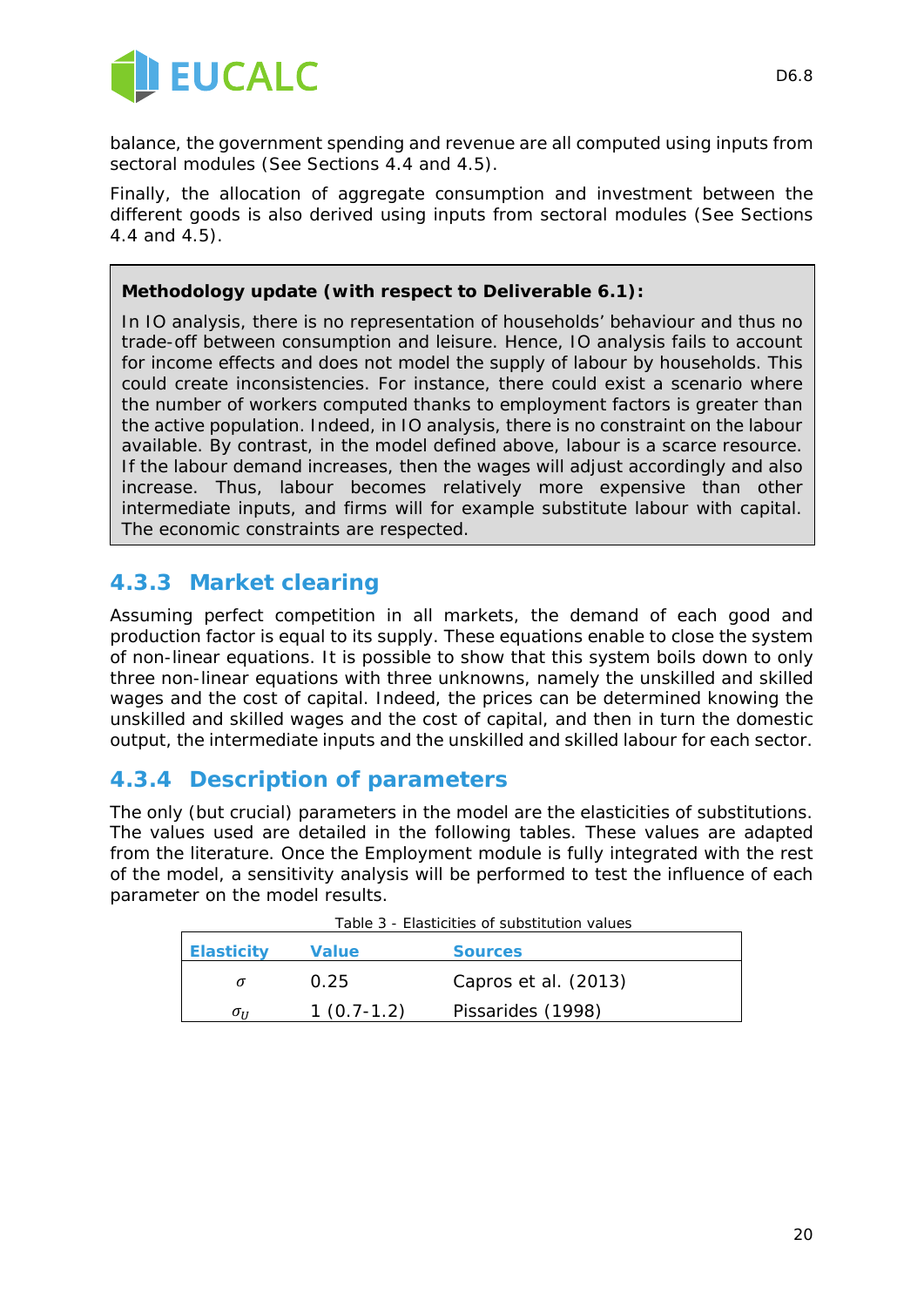balance, the government spending and revenue are all computed using inputs from sectoral modules (See Sections 4.4 and 4.5).

Finally, the allocation of aggregate consumption and investment between the different goods is also derived using inputs from sectoral modules (See Sections 4.4 and 4.5).

> **Methodology update (with respect to Deliverable 6.1):**
>
> In IO analysis, there is no representation of households' behaviour and thus no trade-off between consumption and leisure. Hence, IO analysis fails to account for income effects and does not model the supply of labour by households. This could create inconsistencies. For instance, there could exist a scenario where the number of workers computed thanks to employment factors is greater than the active population. Indeed, in IO analysis, there is no constraint on the labour available. By contrast, in the model defined above, labour is a scarce resource. If the labour demand increases, then the wages will adjust accordingly and also increase. Thus, labour becomes relatively more expensive than other intermediate inputs, and firms will for example substitute labour with capital. The economic constraints are respected.

### 4.3.3 Market clearing

Assuming perfect competition in all markets, the demand of each good and production factor is equal to its supply. These equations enable to close the system of non-linear equations. It is possible to show that this system boils down to only three non-linear equations with three unknowns, namely the unskilled and skilled wages and the cost of capital. Indeed, the prices can be determined knowing the unskilled and skilled wages and the cost of capital, and then in turn the domestic output, the intermediate inputs and the unskilled and skilled labour for each sector.

### 4.3.4 Description of parameters

The only (but crucial) parameters in the model are the elasticities of substitutions. The values used are detailed in the following tables. These values are adapted from the literature. Once the Employment module is fully integrated with the rest of the model, a sensitivity analysis will be performed to test the influence of each parameter on the model results.

Table 3 - Elasticities of substitution values

| Elasticity | Value | Sources |
| --- | --- | --- |
| $\sigma$ | 0.25 | Capros et al. (2013) |
| $\sigma_U$ | 1 (0.7-1.2) | Pissarides (1998) |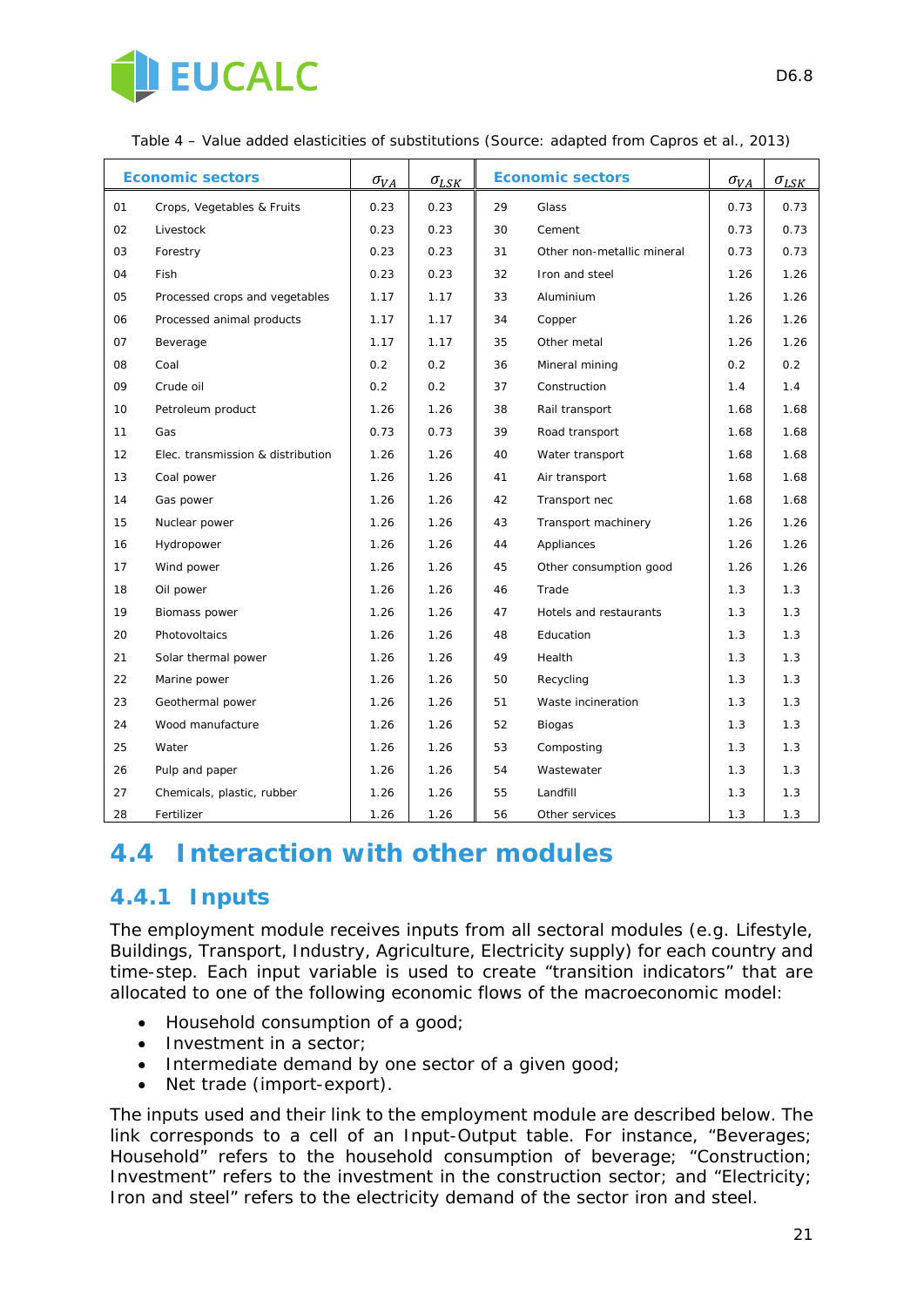Table 4 – Value added elasticities of substitutions (Source: adapted from Capros et al., 2013)

| Economic sectors | | $\sigma_{VA}$ | $\sigma_{LSK}$ | Economic sectors | | $\sigma_{VA}$ | $\sigma_{LSK}$ |
|---|---|---|---|---|---|---|---|
| 01 | Crops, Vegetables & Fruits | 0.23 | 0.23 | 29 | Glass | 0.73 | 0.73 |
| 02 | Livestock | 0.23 | 0.23 | 30 | Cement | 0.73 | 0.73 |
| 03 | Forestry | 0.23 | 0.23 | 31 | Other non-metallic mineral | 0.73 | 0.73 |
| 04 | Fish | 0.23 | 0.23 | 32 | Iron and steel | 1.26 | 1.26 |
| 05 | Processed crops and vegetables | 1.17 | 1.17 | 33 | Aluminium | 1.26 | 1.26 |
| 06 | Processed animal products | 1.17 | 1.17 | 34 | Copper | 1.26 | 1.26 |
| 07 | Beverage | 1.17 | 1.17 | 35 | Other metal | 1.26 | 1.26 |
| 08 | Coal | 0.2 | 0.2 | 36 | Mineral mining | 0.2 | 0.2 |
| 09 | Crude oil | 0.2 | 0.2 | 37 | Construction | 1.4 | 1.4 |
| 10 | Petroleum product | 1.26 | 1.26 | 38 | Rail transport | 1.68 | 1.68 |
| 11 | Gas | 0.73 | 0.73 | 39 | Road transport | 1.68 | 1.68 |
| 12 | Elec. transmission & distribution | 1.26 | 1.26 | 40 | Water transport | 1.68 | 1.68 |
| 13 | Coal power | 1.26 | 1.26 | 41 | Air transport | 1.68 | 1.68 |
| 14 | Gas power | 1.26 | 1.26 | 42 | Transport nec | 1.68 | 1.68 |
| 15 | Nuclear power | 1.26 | 1.26 | 43 | Transport machinery | 1.26 | 1.26 |
| 16 | Hydropower | 1.26 | 1.26 | 44 | Appliances | 1.26 | 1.26 |
| 17 | Wind power | 1.26 | 1.26 | 45 | Other consumption good | 1.26 | 1.26 |
| 18 | Oil power | 1.26 | 1.26 | 46 | Trade | 1.3 | 1.3 |
| 19 | Biomass power | 1.26 | 1.26 | 47 | Hotels and restaurants | 1.3 | 1.3 |
| 20 | Photovoltaics | 1.26 | 1.26 | 48 | Education | 1.3 | 1.3 |
| 21 | Solar thermal power | 1.26 | 1.26 | 49 | Health | 1.3 | 1.3 |
| 22 | Marine power | 1.26 | 1.26 | 50 | Recycling | 1.3 | 1.3 |
| 23 | Geothermal power | 1.26 | 1.26 | 51 | Waste incineration | 1.3 | 1.3 |
| 24 | Wood manufacture | 1.26 | 1.26 | 52 | Biogas | 1.3 | 1.3 |
| 25 | Water | 1.26 | 1.26 | 53 | Composting | 1.3 | 1.3 |
| 26 | Pulp and paper | 1.26 | 1.26 | 54 | Wastewater | 1.3 | 1.3 |
| 27 | Chemicals, plastic, rubber | 1.26 | 1.26 | 55 | Landfill | 1.3 | 1.3 |
| 28 | Fertilizer | 1.26 | 1.26 | 56 | Other services | 1.3 | 1.3 |

## 4.4 Interaction with other modules

### 4.4.1 Inputs

The employment module receives inputs from all sectoral modules (e.g. Lifestyle, Buildings, Transport, Industry, Agriculture, Electricity supply) for each country and time-step. Each input variable is used to create "transition indicators" that are allocated to one of the following economic flows of the macroeconomic model:

- Household consumption of a good;
- Investment in a sector;
- Intermediate demand by one sector of a given good;
- Net trade (import-export).

The inputs used and their link to the employment module are described below. The link corresponds to a cell of an Input-Output table. For instance, "Beverages; Household" refers to the household consumption of beverage; "Construction; Investment" refers to the investment in the construction sector; and "Electricity; Iron and steel" refers to the electricity demand of the sector iron and steel.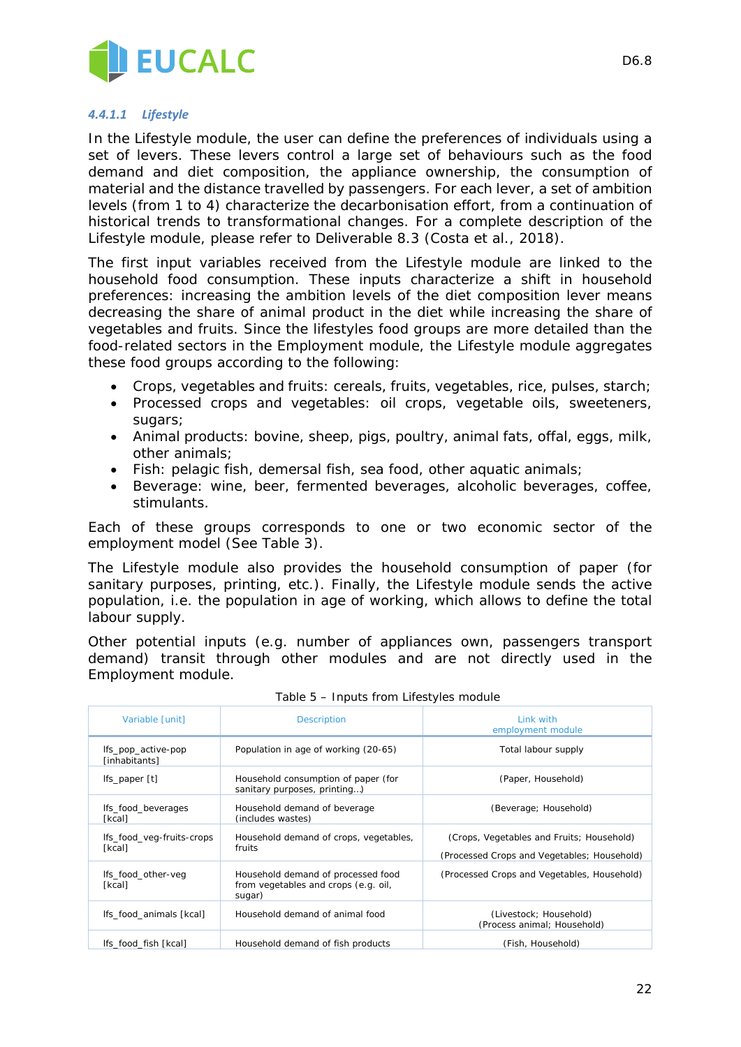#### 4.4.1.1 *Lifestyle*

In the Lifestyle module, the user can define the preferences of individuals using a set of levers. These levers control a large set of behaviours such as the food demand and diet composition, the appliance ownership, the consumption of material and the distance travelled by passengers. For each lever, a set of ambition levels (from 1 to 4) characterize the decarbonisation effort, from a continuation of historical trends to transformational changes. For a complete description of the Lifestyle module, please refer to Deliverable 8.3 (Costa et al., 2018).

The first input variables received from the Lifestyle module are linked to the household food consumption. These inputs characterize a shift in household preferences: increasing the ambition levels of the diet composition lever means decreasing the share of animal product in the diet while increasing the share of vegetables and fruits. Since the lifestyles food groups are more detailed than the food-related sectors in the Employment module, the Lifestyle module aggregates these food groups according to the following:

- Crops, vegetables and fruits: cereals, fruits, vegetables, rice, pulses, starch;
- Processed crops and vegetables: oil crops, vegetable oils, sweeteners, sugars;
- Animal products: bovine, sheep, pigs, poultry, animal fats, offal, eggs, milk, other animals;
- Fish: pelagic fish, demersal fish, sea food, other aquatic animals;
- Beverage: wine, beer, fermented beverages, alcoholic beverages, coffee, stimulants.

Each of these groups corresponds to one or two economic sector of the employment model (See Table 3).

The Lifestyle module also provides the household consumption of paper (for sanitary purposes, printing, etc.). Finally, the Lifestyle module sends the active population, i.e. the population in age of working, which allows to define the total labour supply.

Other potential inputs (e.g. number of appliances own, passengers transport demand) transit through other modules and are not directly used in the Employment module.

Table 5 – Inputs from Lifestyles module

| Variable [unit] | Description | Link with employment module |
|---|---|---|
| lfs_pop_active-pop [inhabitants] | Population in age of working (20-65) | Total labour supply |
| lfs_paper [t] | Household consumption of paper (for sanitary purposes, printing…) | (Paper, Household) |
| lfs_food_beverages [kcal] | Household demand of beverage (includes wastes) | (Beverage; Household) |
| lfs_food_veg-fruits-crops [kcal] | Household demand of crops, vegetables, fruits | (Crops, Vegetables and Fruits; Household)<br>(Processed Crops and Vegetables; Household) |
| lfs_food_other-veg [kcal] | Household demand of processed food from vegetables and crops (e.g. oil, sugar) | (Processed Crops and Vegetables, Household) |
| lfs_food_animals [kcal] | Household demand of animal food | (Livestock; Household)<br>(Process animal; Household) |
| lfs_food_fish [kcal] | Household demand of fish products | (Fish, Household) |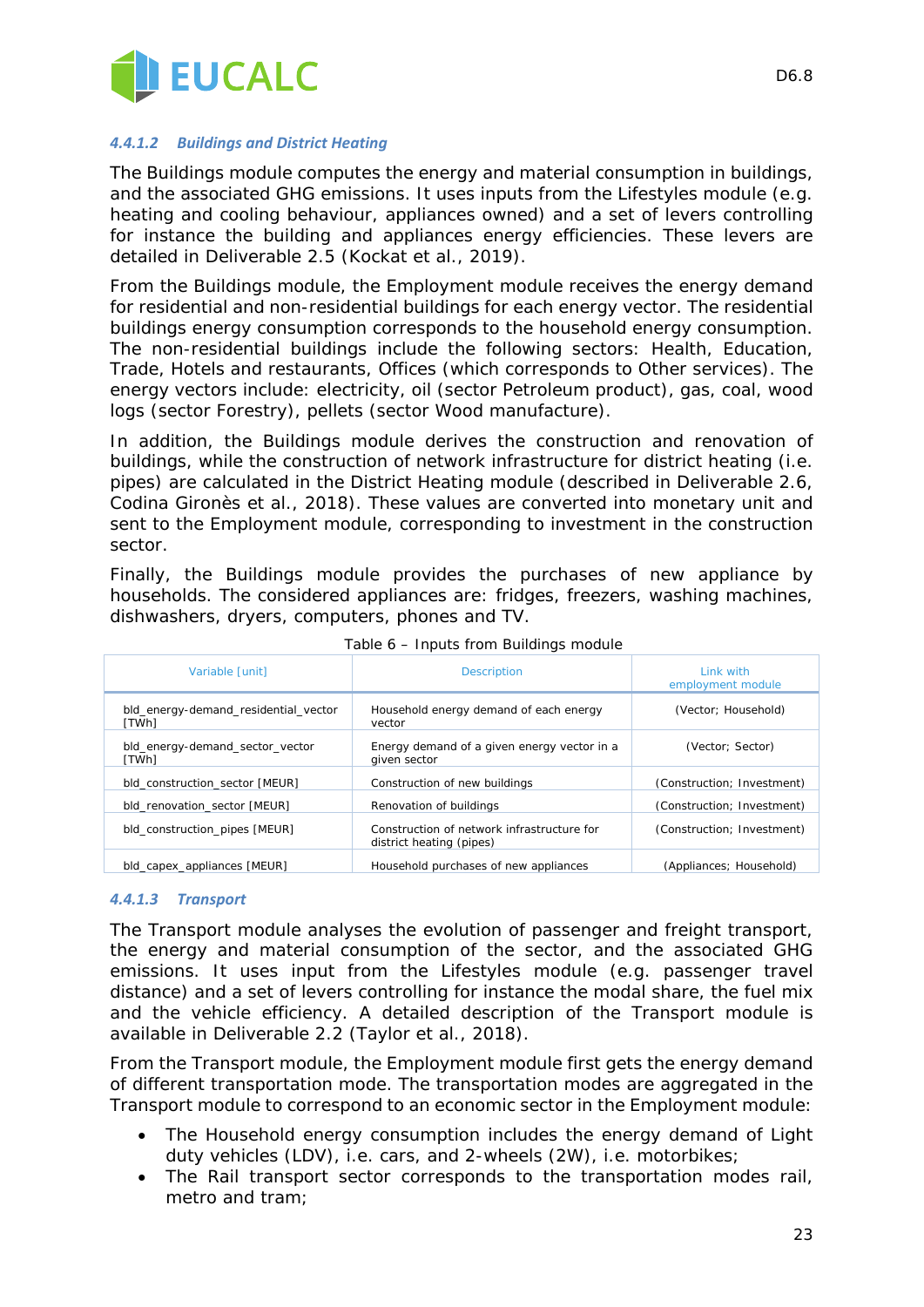#### 4.4.1.2 Buildings and District Heating

The Buildings module computes the energy and material consumption in buildings, and the associated GHG emissions. It uses inputs from the Lifestyles module (e.g. heating and cooling behaviour, appliances owned) and a set of levers controlling for instance the building and appliances energy efficiencies. These levers are detailed in Deliverable 2.5 (Kockat et al., 2019).

From the Buildings module, the Employment module receives the energy demand for residential and non-residential buildings for each energy vector. The residential buildings energy consumption corresponds to the household energy consumption. The non-residential buildings include the following sectors: Health, Education, Trade, Hotels and restaurants, Offices (which corresponds to Other services). The energy vectors include: electricity, oil (sector Petroleum product), gas, coal, wood logs (sector Forestry), pellets (sector Wood manufacture).

In addition, the Buildings module derives the construction and renovation of buildings, while the construction of network infrastructure for district heating (i.e. pipes) are calculated in the District Heating module (described in Deliverable 2.6, Codina Gironès et al., 2018). These values are converted into monetary unit and sent to the Employment module, corresponding to investment in the construction sector.

Finally, the Buildings module provides the purchases of new appliance by households. The considered appliances are: fridges, freezers, washing machines, dishwashers, dryers, computers, phones and TV.

Table 6 – Inputs from Buildings module

| Variable [unit] | Description | Link with employment module |
|---|---|---|
| bld_energy-demand_residential_vector [TWh] | Household energy demand of each energy vector | (Vector; Household) |
| bld_energy-demand_sector_vector [TWh] | Energy demand of a given energy vector in a given sector | (Vector; Sector) |
| bld_construction_sector [MEUR] | Construction of new buildings | (Construction; Investment) |
| bld_renovation_sector [MEUR] | Renovation of buildings | (Construction; Investment) |
| bld_construction_pipes [MEUR] | Construction of network infrastructure for district heating (pipes) | (Construction; Investment) |
| bld_capex_appliances [MEUR] | Household purchases of new appliances | (Appliances; Household) |

#### 4.4.1.3 Transport

The Transport module analyses the evolution of passenger and freight transport, the energy and material consumption of the sector, and the associated GHG emissions. It uses input from the Lifestyles module (e.g. passenger travel distance) and a set of levers controlling for instance the modal share, the fuel mix and the vehicle efficiency. A detailed description of the Transport module is available in Deliverable 2.2 (Taylor et al., 2018).

From the Transport module, the Employment module first gets the energy demand of different transportation mode. The transportation modes are aggregated in the Transport module to correspond to an economic sector in the Employment module:

- The Household energy consumption includes the energy demand of Light duty vehicles (LDV), i.e. cars, and 2-wheels (2W), i.e. motorbikes;
- The Rail transport sector corresponds to the transportation modes rail, metro and tram;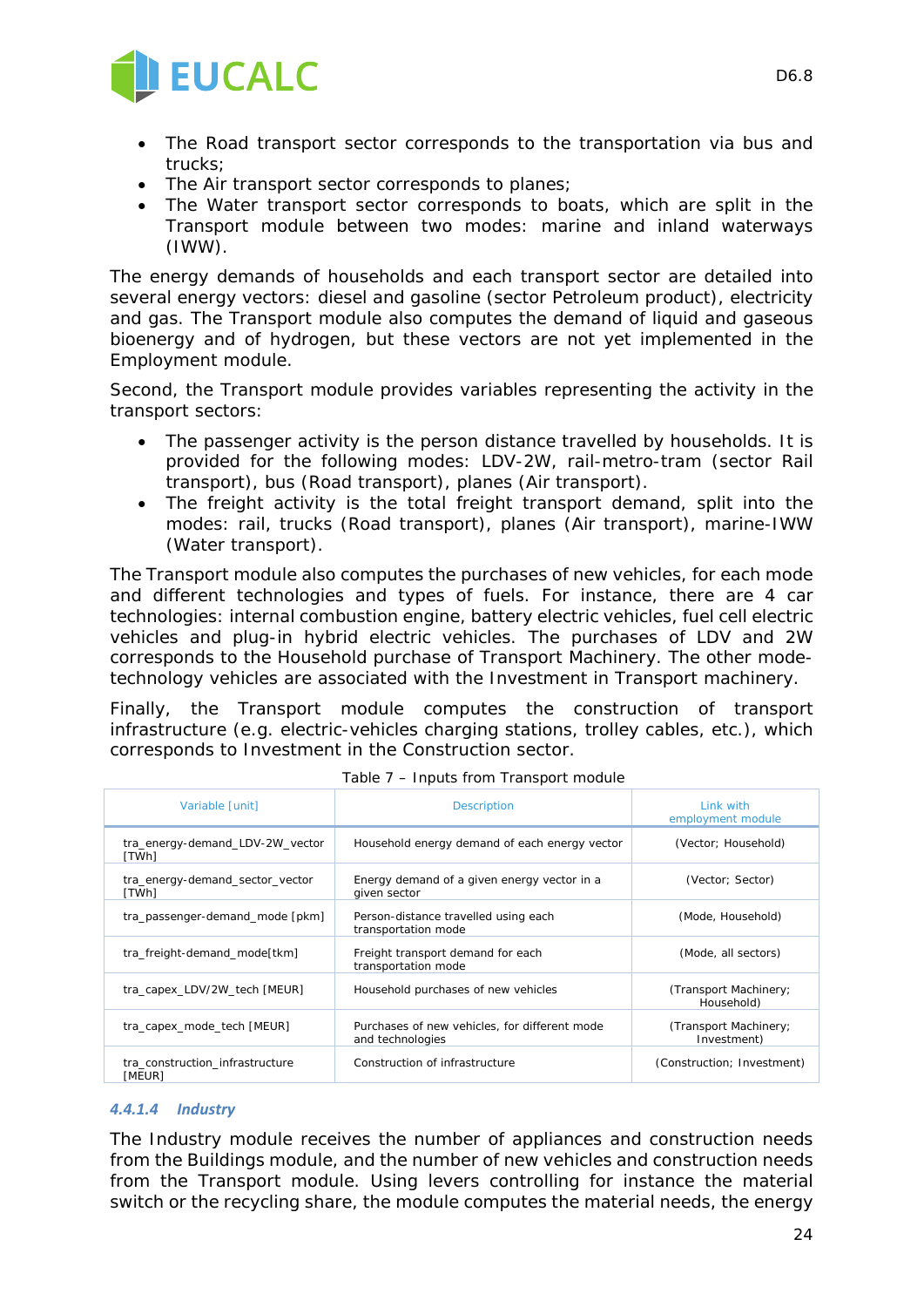- The Road transport sector corresponds to the transportation via bus and trucks;
- The Air transport sector corresponds to planes;
- The Water transport sector corresponds to boats, which are split in the Transport module between two modes: marine and inland waterways (IWW).

The energy demands of households and each transport sector are detailed into several energy vectors: diesel and gasoline (sector Petroleum product), electricity and gas. The Transport module also computes the demand of liquid and gaseous bioenergy and of hydrogen, but these vectors are not yet implemented in the Employment module.

Second, the Transport module provides variables representing the activity in the transport sectors:

- The passenger activity is the person distance travelled by households. It is provided for the following modes: LDV-2W, rail-metro-tram (sector Rail transport), bus (Road transport), planes (Air transport).
- The freight activity is the total freight transport demand, split into the modes: rail, trucks (Road transport), planes (Air transport), marine-IWW (Water transport).

The Transport module also computes the purchases of new vehicles, for each mode and different technologies and types of fuels. For instance, there are 4 car technologies: internal combustion engine, battery electric vehicles, fuel cell electric vehicles and plug-in hybrid electric vehicles. The purchases of LDV and 2W corresponds to the Household purchase of Transport Machinery. The other mode-technology vehicles are associated with the Investment in Transport machinery.

Finally, the Transport module computes the construction of transport infrastructure (e.g. electric-vehicles charging stations, trolley cables, etc.), which corresponds to Investment in the Construction sector.

Table 7 – Inputs from Transport module

| Variable [unit] | Description | Link with employment module |
|---|---|---|
| tra_energy-demand_LDV-2W_vector [TWh] | Household energy demand of each energy vector | (Vector; Household) |
| tra_energy-demand_sector_vector [TWh] | Energy demand of a given energy vector in a given sector | (Vector; Sector) |
| tra_passenger-demand_mode [pkm] | Person-distance travelled using each transportation mode | (Mode, Household) |
| tra_freight-demand_mode[tkm] | Freight transport demand for each transportation mode | (Mode, all sectors) |
| tra_capex_LDV/2W_tech [MEUR] | Household purchases of new vehicles | (Transport Machinery; Household) |
| tra_capex_mode_tech [MEUR] | Purchases of new vehicles, for different mode and technologies | (Transport Machinery; Investment) |
| tra_construction_infrastructure [MEUR] | Construction of infrastructure | (Construction; Investment) |

#### 4.4.1.4 Industry

The Industry module receives the number of appliances and construction needs from the Buildings module, and the number of new vehicles and construction needs from the Transport module. Using levers controlling for instance the material switch or the recycling share, the module computes the material needs, the energy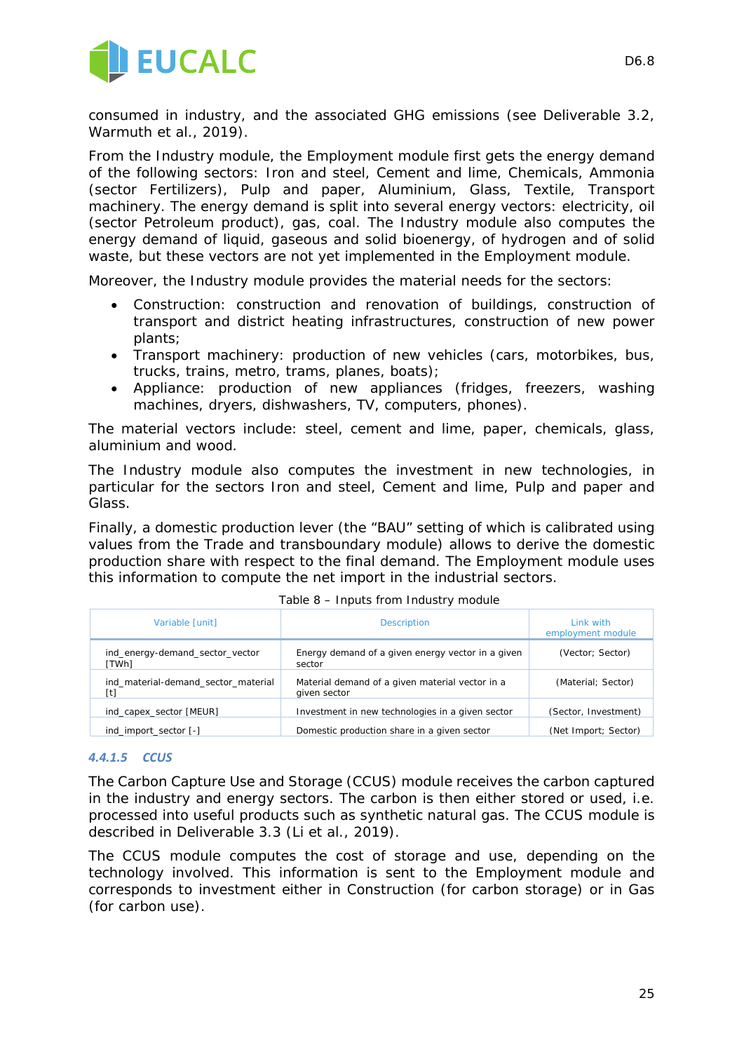consumed in industry, and the associated GHG emissions (see Deliverable 3.2, Warmuth et al., 2019).

From the Industry module, the Employment module first gets the energy demand of the following sectors: Iron and steel, Cement and lime, Chemicals, Ammonia (sector Fertilizers), Pulp and paper, Aluminium, Glass, Textile, Transport machinery. The energy demand is split into several energy vectors: electricity, oil (sector Petroleum product), gas, coal. The Industry module also computes the energy demand of liquid, gaseous and solid bioenergy, of hydrogen and of solid waste, but these vectors are not yet implemented in the Employment module.

Moreover, the Industry module provides the material needs for the sectors:

- Construction: construction and renovation of buildings, construction of transport and district heating infrastructures, construction of new power plants;
- Transport machinery: production of new vehicles (cars, motorbikes, bus, trucks, trains, metro, trams, planes, boats);
- Appliance: production of new appliances (fridges, freezers, washing machines, dryers, dishwashers, TV, computers, phones).

The material vectors include: steel, cement and lime, paper, chemicals, glass, aluminium and wood.

The Industry module also computes the investment in new technologies, in particular for the sectors Iron and steel, Cement and lime, Pulp and paper and Glass.

Finally, a domestic production lever (the "BAU" setting of which is calibrated using values from the Trade and transboundary module) allows to derive the domestic production share with respect to the final demand. The Employment module uses this information to compute the net import in the industrial sectors.

Table 8 – Inputs from Industry module

| Variable [unit] | Description | Link with employment module |
|---|---|---|
| ind_energy-demand_sector_vector [TWh] | Energy demand of a given energy vector in a given sector | (Vector; Sector) |
| ind_material-demand_sector_material [t] | Material demand of a given material vector in a given sector | (Material; Sector) |
| ind_capex_sector [MEUR] | Investment in new technologies in a given sector | (Sector, Investment) |
| ind_import_sector [-] | Domestic production share in a given sector | (Net Import; Sector) |

#### 4.4.1.5 CCUS

The Carbon Capture Use and Storage (CCUS) module receives the carbon captured in the industry and energy sectors. The carbon is then either stored or used, i.e. processed into useful products such as synthetic natural gas. The CCUS module is described in Deliverable 3.3 (Li et al., 2019).

The CCUS module computes the cost of storage and use, depending on the technology involved. This information is sent to the Employment module and corresponds to investment either in Construction (for carbon storage) or in Gas (for carbon use).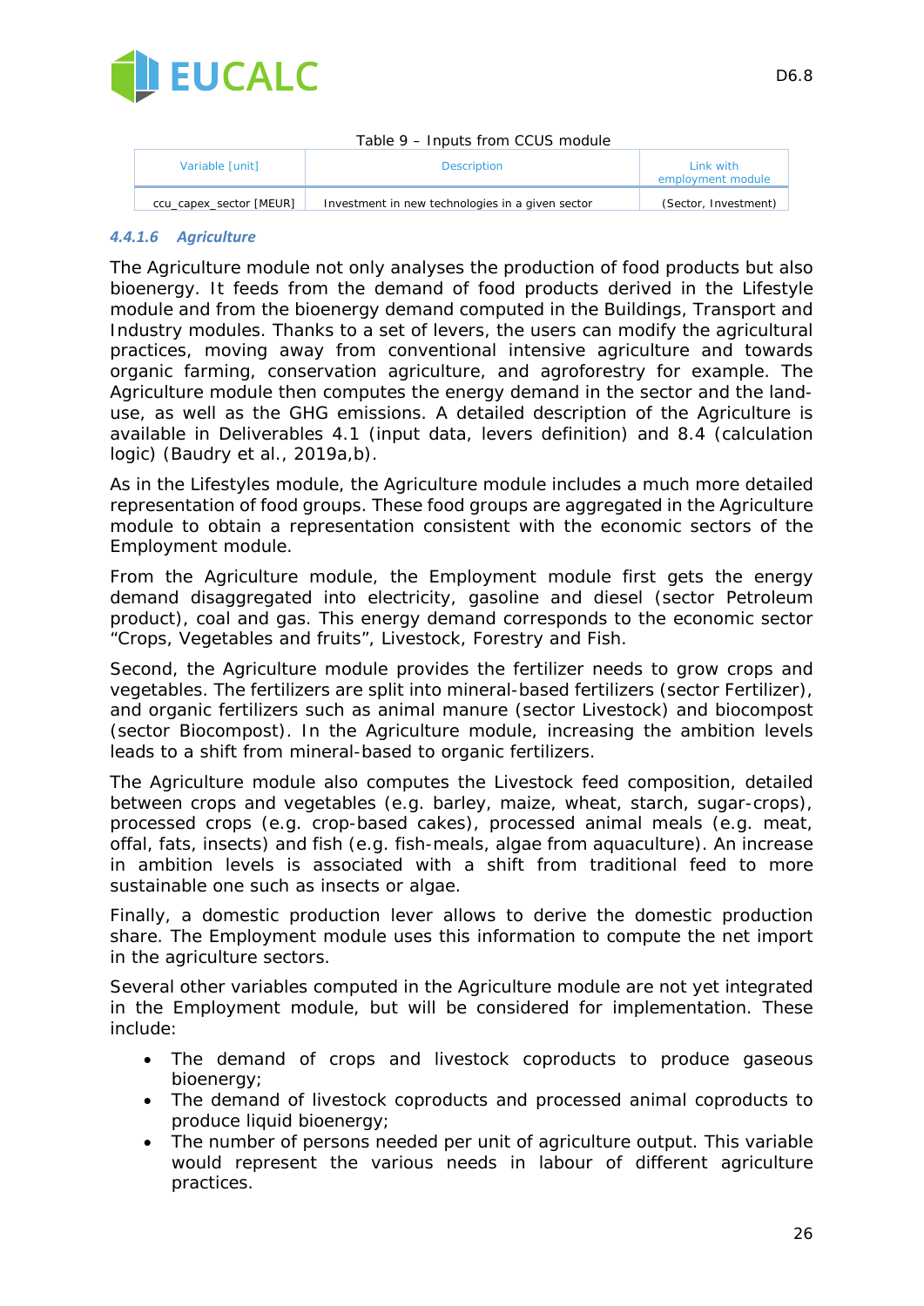Table 9 – Inputs from CCUS module

| Variable [unit] | Description | Link with employment module |
|---|---|---|
| ccu_capex_sector [MEUR] | Investment in new technologies in a given sector | (Sector, Investment) |

#### 4.4.1.6 Agriculture

The Agriculture module not only analyses the production of food products but also bioenergy. It feeds from the demand of food products derived in the Lifestyle module and from the bioenergy demand computed in the Buildings, Transport and Industry modules. Thanks to a set of levers, the users can modify the agricultural practices, moving away from conventional intensive agriculture and towards organic farming, conservation agriculture, and agroforestry for example. The Agriculture module then computes the energy demand in the sector and the land-use, as well as the GHG emissions. A detailed description of the Agriculture is available in Deliverables 4.1 (input data, levers definition) and 8.4 (calculation logic) (Baudry et al., 2019a,b).

As in the Lifestyles module, the Agriculture module includes a much more detailed representation of food groups. These food groups are aggregated in the Agriculture module to obtain a representation consistent with the economic sectors of the Employment module.

From the Agriculture module, the Employment module first gets the energy demand disaggregated into electricity, gasoline and diesel (sector Petroleum product), coal and gas. This energy demand corresponds to the economic sector "Crops, Vegetables and fruits", Livestock, Forestry and Fish.

Second, the Agriculture module provides the fertilizer needs to grow crops and vegetables. The fertilizers are split into mineral-based fertilizers (sector Fertilizer), and organic fertilizers such as animal manure (sector Livestock) and biocompost (sector Biocompost). In the Agriculture module, increasing the ambition levels leads to a shift from mineral-based to organic fertilizers.

The Agriculture module also computes the Livestock feed composition, detailed between crops and vegetables (e.g. barley, maize, wheat, starch, sugar-crops), processed crops (e.g. crop-based cakes), processed animal meals (e.g. meat, offal, fats, insects) and fish (e.g. fish-meals, algae from aquaculture). An increase in ambition levels is associated with a shift from traditional feed to more sustainable one such as insects or algae.

Finally, a domestic production lever allows to derive the domestic production share. The Employment module uses this information to compute the net import in the agriculture sectors.

Several other variables computed in the Agriculture module are not yet integrated in the Employment module, but will be considered for implementation. These include:

- The demand of crops and livestock coproducts to produce gaseous bioenergy;
- The demand of livestock coproducts and processed animal coproducts to produce liquid bioenergy;
- The number of persons needed per unit of agriculture output. This variable would represent the various needs in labour of different agriculture practices.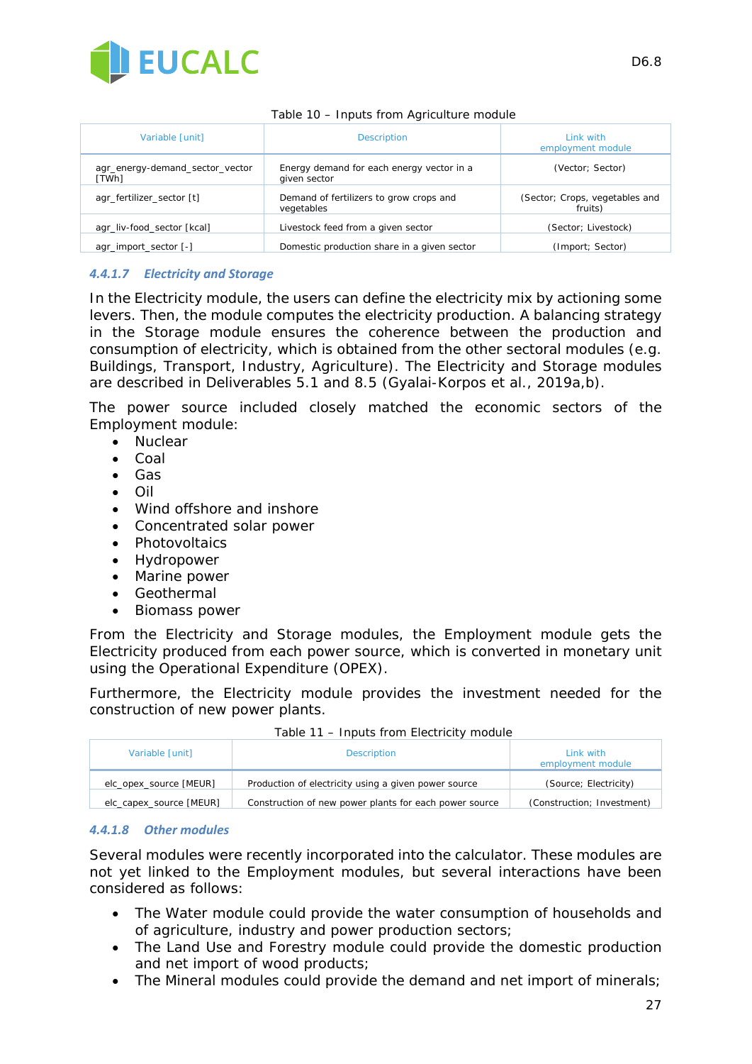Table 10 – Inputs from Agriculture module

| Variable [unit] | Description | Link with employment module |
| --- | --- | --- |
| agr_energy-demand_sector_vector [TWh] | Energy demand for each energy vector in a given sector | (Vector; Sector) |
| agr_fertilizer_sector [t] | Demand of fertilizers to grow crops and vegetables | (Sector; Crops, vegetables and fruits) |
| agr_liv-food_sector [kcal] | Livestock feed from a given sector | (Sector; Livestock) |
| agr_import_sector [-] | Domestic production share in a given sector | (Import; Sector) |

#### 4.4.1.7 *Electricity and Storage*

In the Electricity module, the users can define the electricity mix by actioning some levers. Then, the module computes the electricity production. A balancing strategy in the Storage module ensures the coherence between the production and consumption of electricity, which is obtained from the other sectoral modules (e.g. Buildings, Transport, Industry, Agriculture). The Electricity and Storage modules are described in Deliverables 5.1 and 8.5 (Gyalai-Korpos et al., 2019a,b).

The power source included closely matched the economic sectors of the Employment module:

- Nuclear
- Coal
- Gas
- Oil
- Wind offshore and inshore
- Concentrated solar power
- Photovoltaics
- Hydropower
- Marine power
- Geothermal
- Biomass power

From the Electricity and Storage modules, the Employment module gets the Electricity produced from each power source, which is converted in monetary unit using the Operational Expenditure (OPEX).

Furthermore, the Electricity module provides the investment needed for the construction of new power plants.

Table 11 – Inputs from Electricity module

| Variable [unit] | Description | Link with employment module |
| --- | --- | --- |
| elc_opex_source [MEUR] | Production of electricity using a given power source | (Source; Electricity) |
| elc_capex_source [MEUR] | Construction of new power plants for each power source | (Construction; Investment) |

#### 4.4.1.8 *Other modules*

Several modules were recently incorporated into the calculator. These modules are not yet linked to the Employment modules, but several interactions have been considered as follows:

- The Water module could provide the water consumption of households and of agriculture, industry and power production sectors;
- The Land Use and Forestry module could provide the domestic production and net import of wood products;
- The Mineral modules could provide the demand and net import of minerals;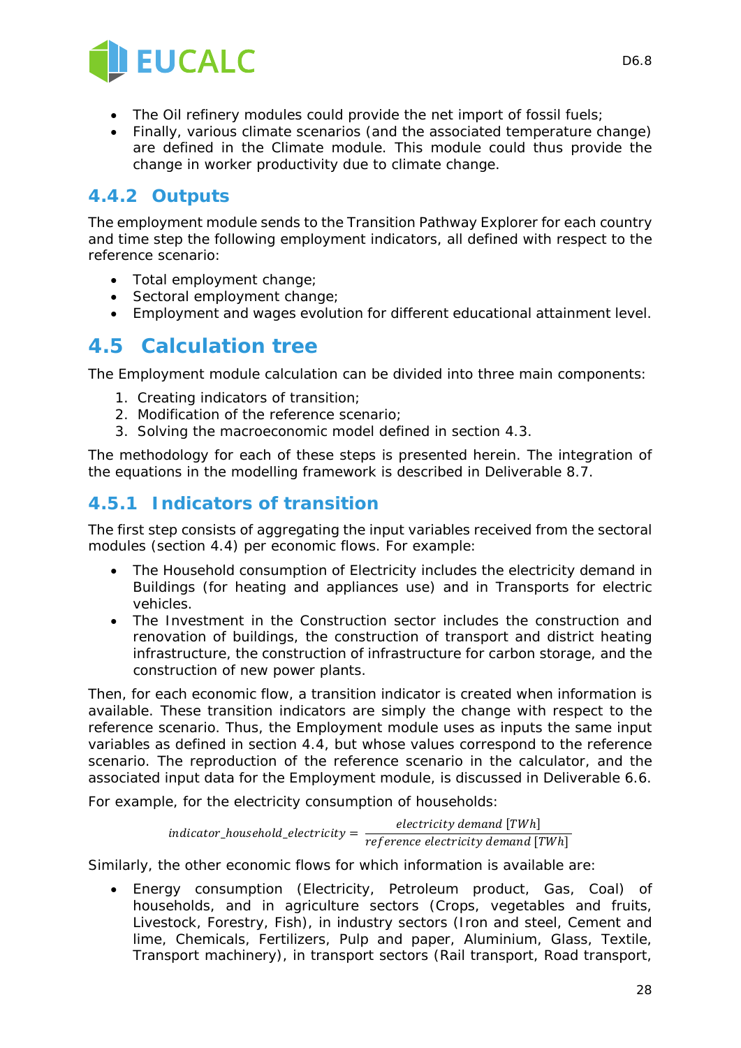- The Oil refinery modules could provide the net import of fossil fuels;
- Finally, various climate scenarios (and the associated temperature change) are defined in the Climate module. This module could thus provide the change in worker productivity due to climate change.

### 4.4.2 Outputs

The employment module sends to the Transition Pathway Explorer for each country and time step the following employment indicators, all defined with respect to the reference scenario:

- Total employment change;
- Sectoral employment change;
- Employment and wages evolution for different educational attainment level.

## 4.5 Calculation tree

The Employment module calculation can be divided into three main components:

1. Creating indicators of transition;
2. Modification of the reference scenario;
3. Solving the macroeconomic model defined in section 4.3.

The methodology for each of these steps is presented herein. The integration of the equations in the modelling framework is described in Deliverable 8.7.

### 4.5.1 Indicators of transition

The first step consists of aggregating the input variables received from the sectoral modules (section 4.4) per economic flows. For example:

- The Household consumption of Electricity includes the electricity demand in Buildings (for heating and appliances use) and in Transports for electric vehicles.
- The Investment in the Construction sector includes the construction and renovation of buildings, the construction of transport and district heating infrastructure, the construction of infrastructure for carbon storage, and the construction of new power plants.

Then, for each economic flow, a transition indicator is created when information is available. These transition indicators are simply the change with respect to the reference scenario. Thus, the Employment module uses as inputs the same input variables as defined in section 4.4, but whose values correspond to the reference scenario. The reproduction of the reference scenario in the calculator, and the associated input data for the Employment module, is discussed in Deliverable 6.6.

For example, for the electricity consumption of households:

$$indicator\_household\_electricity = \frac{electricity\ demand\ [TWh]}{reference\ electricity\ demand\ [TWh]}$$

Similarly, the other economic flows for which information is available are:

- Energy consumption (Electricity, Petroleum product, Gas, Coal) of households, and in agriculture sectors (Crops, vegetables and fruits, Livestock, Forestry, Fish), in industry sectors (Iron and steel, Cement and lime, Chemicals, Fertilizers, Pulp and paper, Aluminium, Glass, Textile, Transport machinery), in transport sectors (Rail transport, Road transport,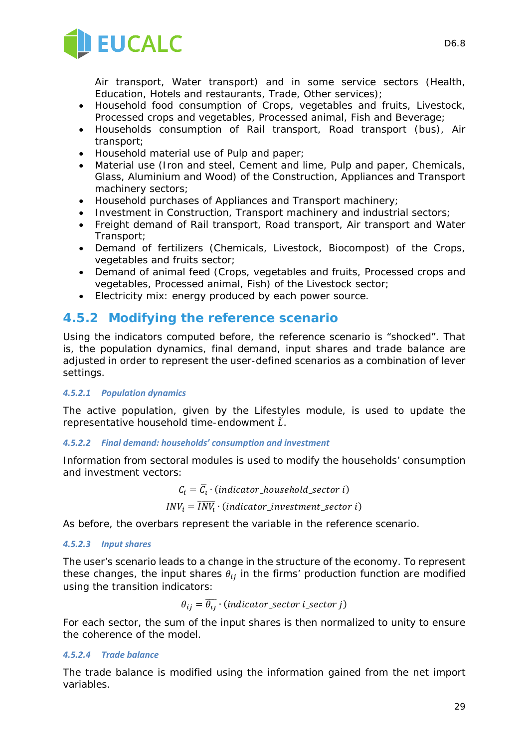Air transport, Water transport) and in some service sectors (Health, Education, Hotels and restaurants, Trade, Other services);

- Household food consumption of Crops, vegetables and fruits, Livestock, Processed crops and vegetables, Processed animal, Fish and Beverage;
- Households consumption of Rail transport, Road transport (bus), Air transport;
- Household material use of Pulp and paper;
- Material use (Iron and steel, Cement and lime, Pulp and paper, Chemicals, Glass, Aluminium and Wood) of the Construction, Appliances and Transport machinery sectors;
- Household purchases of Appliances and Transport machinery;
- Investment in Construction, Transport machinery and industrial sectors;
- Freight demand of Rail transport, Road transport, Air transport and Water Transport;
- Demand of fertilizers (Chemicals, Livestock, Biocompost) of the Crops, vegetables and fruits sector;
- Demand of animal feed (Crops, vegetables and fruits, Processed crops and vegetables, Processed animal, Fish) of the Livestock sector;
- Electricity mix: energy produced by each power source.

### 4.5.2 Modifying the reference scenario

Using the indicators computed before, the reference scenario is "shocked". That is, the population dynamics, final demand, input shares and trade balance are adjusted in order to represent the user-defined scenarios as a combination of lever settings.

#### *4.5.2.1 Population dynamics*

The active population, given by the Lifestyles module, is used to update the representative household time-endowment $\tilde{L}$.

#### *4.5.2.2 Final demand: households' consumption and investment*

Information from sectoral modules is used to modify the households' consumption and investment vectors:

$$C_i = \overline{C_i} \cdot (indicator\_household\_sector\ i)$$

$$INV_i = \overline{INV_i} \cdot (indicator\_investment\_sector\ i)$$

As before, the overbars represent the variable in the reference scenario.

#### *4.5.2.3 Input shares*

The user's scenario leads to a change in the structure of the economy. To represent these changes, the input shares $\theta_{ij}$ in the firms' production function are modified using the transition indicators:

$$\theta_{ij} = \overline{\theta_{ij}} \cdot (indicator\_sector\ i\_sector\ j)$$

For each sector, the sum of the input shares is then normalized to unity to ensure the coherence of the model.

#### *4.5.2.4 Trade balance*

The trade balance is modified using the information gained from the net import variables.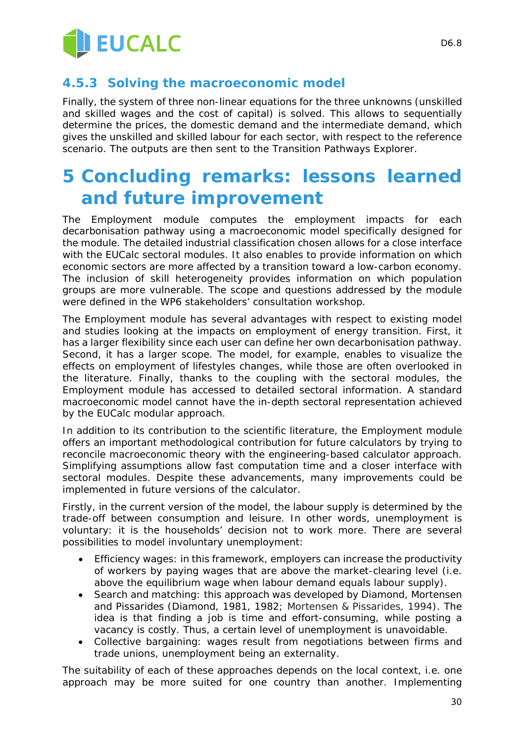### 4.5.3 Solving the macroeconomic model

Finally, the system of three non-linear equations for the three unknowns (unskilled and skilled wages and the cost of capital) is solved. This allows to sequentially determine the prices, the domestic demand and the intermediate demand, which gives the unskilled and skilled labour for each sector, with respect to the reference scenario. The outputs are then sent to the Transition Pathways Explorer.

# 5 Concluding remarks: lessons learned and future improvement

The Employment module computes the employment impacts for each decarbonisation pathway using a macroeconomic model specifically designed for the module. The detailed industrial classification chosen allows for a close interface with the EUCalc sectoral modules. It also enables to provide information on which economic sectors are more affected by a transition toward a low-carbon economy. The inclusion of skill heterogeneity provides information on which population groups are more vulnerable. The scope and questions addressed by the module were defined in the WP6 stakeholders' consultation workshop.

The Employment module has several advantages with respect to existing model and studies looking at the impacts on employment of energy transition. First, it has a larger flexibility since each user can define her own decarbonisation pathway. Second, it has a larger scope. The model, for example, enables to visualize the effects on employment of lifestyles changes, while those are often overlooked in the literature. Finally, thanks to the coupling with the sectoral modules, the Employment module has accessed to detailed sectoral information. A standard macroeconomic model cannot have the in-depth sectoral representation achieved by the EUCalc modular approach.

In addition to its contribution to the scientific literature, the Employment module offers an important methodological contribution for future calculators by trying to reconcile macroeconomic theory with the engineering-based calculator approach. Simplifying assumptions allow fast computation time and a closer interface with sectoral modules. Despite these advancements, many improvements could be implemented in future versions of the calculator.

Firstly, in the current version of the model, the labour supply is determined by the trade-off between consumption and leisure. In other words, unemployment is voluntary: it is the households' decision not to work more. There are several possibilities to model involuntary unemployment:

- Efficiency wages: in this framework, employers can increase the productivity of workers by paying wages that are above the market-clearing level (i.e. above the equilibrium wage when labour demand equals labour supply).
- Search and matching: this approach was developed by Diamond, Mortensen and Pissarides (Diamond, 1981, 1982; Mortensen & Pissarides, 1994). The idea is that finding a job is time and effort-consuming, while posting a vacancy is costly. Thus, a certain level of unemployment is unavoidable.
- Collective bargaining: wages result from negotiations between firms and trade unions, unemployment being an externality.

The suitability of each of these approaches depends on the local context, i.e. one approach may be more suited for one country than another. Implementing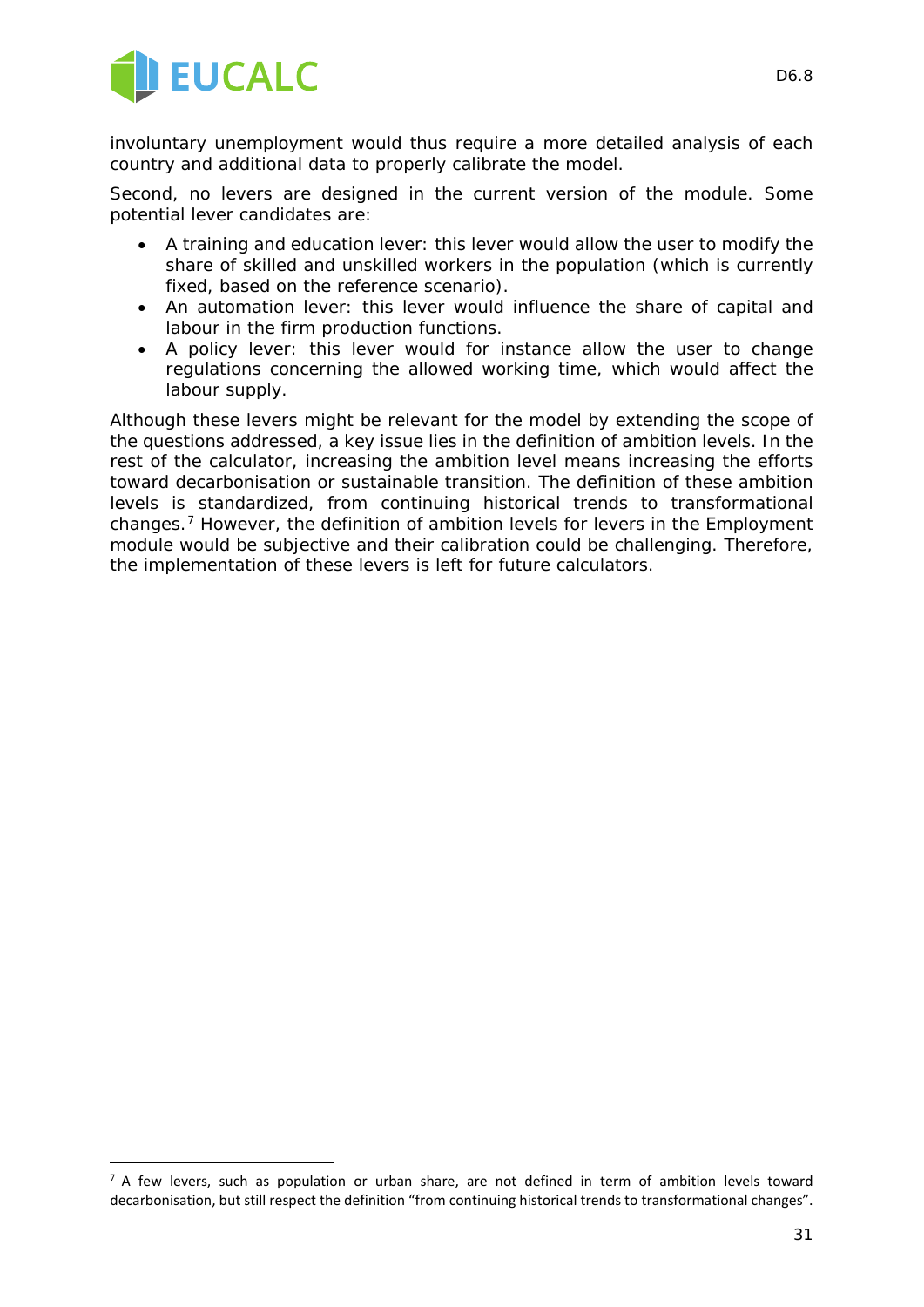involuntary unemployment would thus require a more detailed analysis of each country and additional data to properly calibrate the model.

Second, no levers are designed in the current version of the module. Some potential lever candidates are:

- A training and education lever: this lever would allow the user to modify the share of skilled and unskilled workers in the population (which is currently fixed, based on the reference scenario).
- An automation lever: this lever would influence the share of capital and labour in the firm production functions.
- A policy lever: this lever would for instance allow the user to change regulations concerning the allowed working time, which would affect the labour supply.

Although these levers might be relevant for the model by extending the scope of the questions addressed, a key issue lies in the definition of ambition levels. In the rest of the calculator, increasing the ambition level means increasing the efforts toward decarbonisation or sustainable transition. The definition of these ambition levels is standardized, from continuing historical trends to transformational changes.[7] However, the definition of ambition levels for levers in the Employment module would be subjective and their calibration could be challenging. Therefore, the implementation of these levers is left for future calculators.

[7] A few levers, such as population or urban share, are not defined in term of ambition levels toward decarbonisation, but still respect the definition "from continuing historical trends to transformational changes".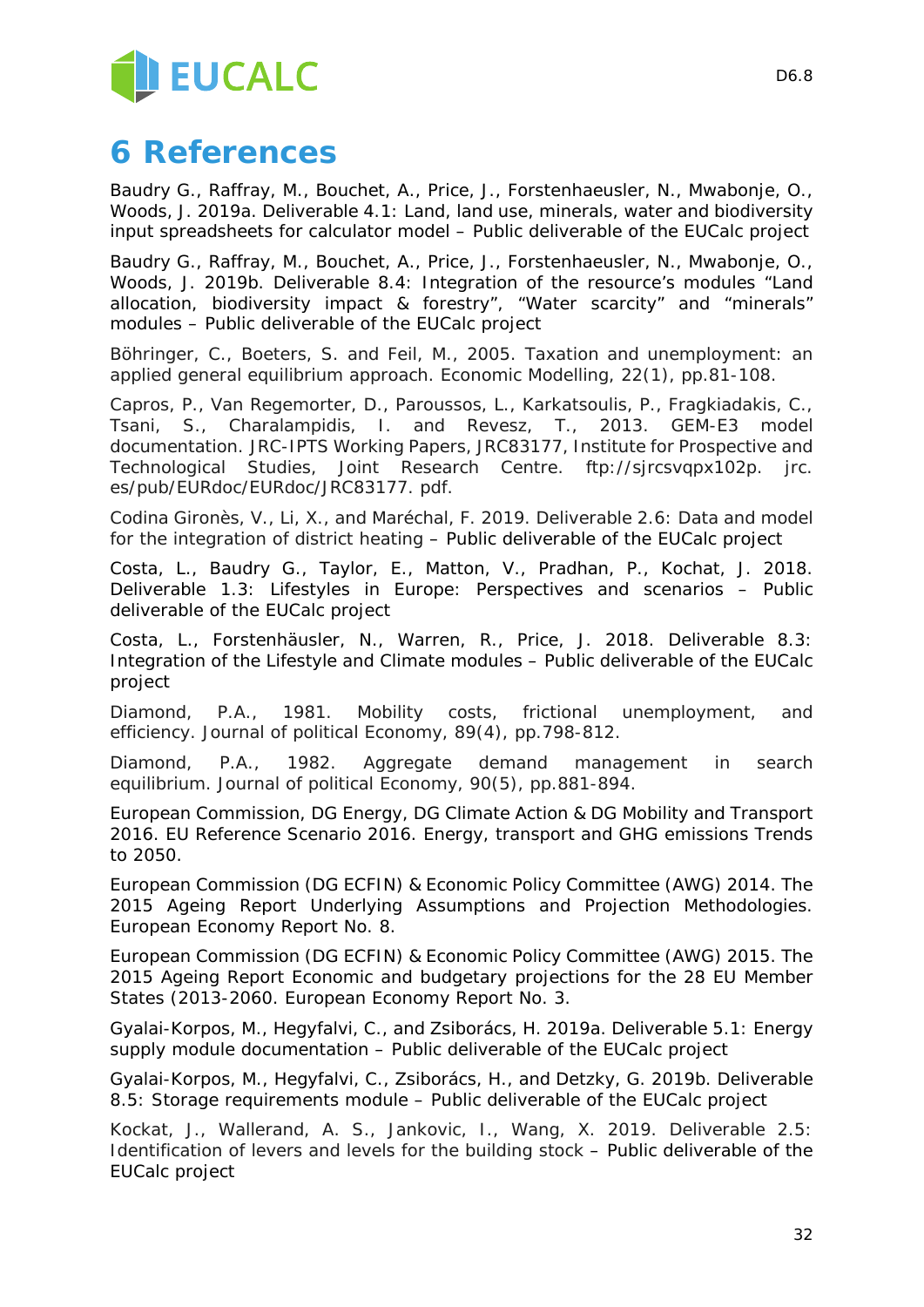# 6 References

Baudry G., Raffray, M., Bouchet, A., Price, J., Forstenhaeusler, N., Mwabonje, O., Woods, J. 2019a. Deliverable 4.1: Land, land use, minerals, water and biodiversity input spreadsheets for calculator model – Public deliverable of the EUCalc project

Baudry G., Raffray, M., Bouchet, A., Price, J., Forstenhaeusler, N., Mwabonje, O., Woods, J. 2019b. Deliverable 8.4: Integration of the resource's modules "Land allocation, biodiversity impact & forestry", "Water scarcity" and "minerals" modules – Public deliverable of the EUCalc project

Böhringer, C., Boeters, S. and Feil, M., 2005. Taxation and unemployment: an applied general equilibrium approach. Economic Modelling, 22(1), pp.81-108.

Capros, P., Van Regemorter, D., Paroussos, L., Karkatsoulis, P., Fragkiadakis, C., Tsani, S., Charalampidis, I. and Revesz, T., 2013. GEM-E3 model documentation. JRC-IPTS Working Papers, JRC83177, Institute for Prospective and Technological Studies, Joint Research Centre. ftp://sjrcsvqpx102p. jrc. es/pub/EURdoc/EURdoc/JRC83177. pdf.

Codina Gironès, V., Li, X., and Maréchal, F. 2019. Deliverable 2.6: Data and model for the integration of district heating – Public deliverable of the EUCalc project

Costa, L., Baudry G., Taylor, E., Matton, V., Pradhan, P., Kochat, J. 2018. Deliverable 1.3: Lifestyles in Europe: Perspectives and scenarios – Public deliverable of the EUCalc project

Costa, L., Forstenhäusler, N., Warren, R., Price, J. 2018. Deliverable 8.3: Integration of the Lifestyle and Climate modules – Public deliverable of the EUCalc project

Diamond, P.A., 1981. Mobility costs, frictional unemployment, and efficiency. Journal of political Economy, 89(4), pp.798-812.

Diamond, P.A., 1982. Aggregate demand management in search equilibrium. Journal of political Economy, 90(5), pp.881-894.

European Commission, DG Energy, DG Climate Action & DG Mobility and Transport 2016. EU Reference Scenario 2016. Energy, transport and GHG emissions Trends to 2050.

European Commission (DG ECFIN) & Economic Policy Committee (AWG) 2014. The 2015 Ageing Report Underlying Assumptions and Projection Methodologies. European Economy Report No. 8.

European Commission (DG ECFIN) & Economic Policy Committee (AWG) 2015. The 2015 Ageing Report Economic and budgetary projections for the 28 EU Member States (2013-2060. European Economy Report No. 3.

Gyalai-Korpos, M., Hegyfalvi, C., and Zsiborács, H. 2019a. Deliverable 5.1: Energy supply module documentation – Public deliverable of the EUCalc project

Gyalai-Korpos, M., Hegyfalvi, C., Zsiborács, H., and Detzky, G. 2019b. Deliverable 8.5: Storage requirements module – Public deliverable of the EUCalc project

Kockat, J., Wallerand, A. S., Jankovic, I., Wang, X. 2019. Deliverable 2.5: Identification of levers and levels for the building stock – Public deliverable of the EUCalc project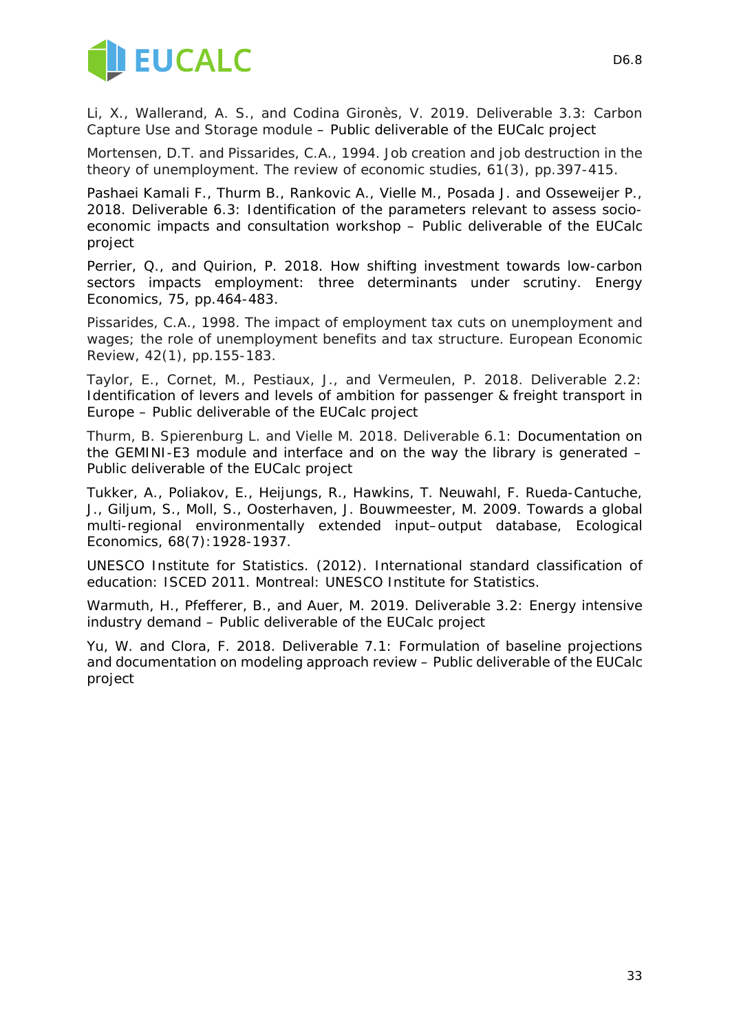Li, X., Wallerand, A. S., and Codina Gironès, V. 2019. Deliverable 3.3: Carbon Capture Use and Storage module – Public deliverable of the EUCalc project

Mortensen, D.T. and Pissarides, C.A., 1994. Job creation and job destruction in the theory of unemployment. The review of economic studies, 61(3), pp.397-415.

Pashaei Kamali F., Thurm B., Rankovic A., Vielle M., Posada J. and Osseweijer P., 2018. Deliverable 6.3: Identification of the parameters relevant to assess socio-economic impacts and consultation workshop – Public deliverable of the EUCalc project

Perrier, Q., and Quirion, P. 2018. How shifting investment towards low-carbon sectors impacts employment: three determinants under scrutiny. Energy Economics, 75, pp.464-483.

Pissarides, C.A., 1998. The impact of employment tax cuts on unemployment and wages; the role of unemployment benefits and tax structure. European Economic Review, 42(1), pp.155-183.

Taylor, E., Cornet, M., Pestiaux, J., and Vermeulen, P. 2018. Deliverable 2.2: Identification of levers and levels of ambition for passenger & freight transport in Europe – Public deliverable of the EUCalc project

Thurm, B. Spierenburg L. and Vielle M. 2018. Deliverable 6.1: Documentation on the GEMINI-E3 module and interface and on the way the library is generated – Public deliverable of the EUCalc project

Tukker, A., Poliakov, E., Heijungs, R., Hawkins, T. Neuwahl, F. Rueda-Cantuche, J., Giljum, S., Moll, S., Oosterhaven, J. Bouwmeester, M. 2009. Towards a global multi-regional environmentally extended input–output database, Ecological Economics, 68(7):1928-1937.

UNESCO Institute for Statistics. (2012). International standard classification of education: ISCED 2011. Montreal: UNESCO Institute for Statistics.

Warmuth, H., Pfefferer, B., and Auer, M. 2019. Deliverable 3.2: Energy intensive industry demand – Public deliverable of the EUCalc project

Yu, W. and Clora, F. 2018. Deliverable 7.1: Formulation of baseline projections and documentation on modeling approach review – Public deliverable of the EUCalc project